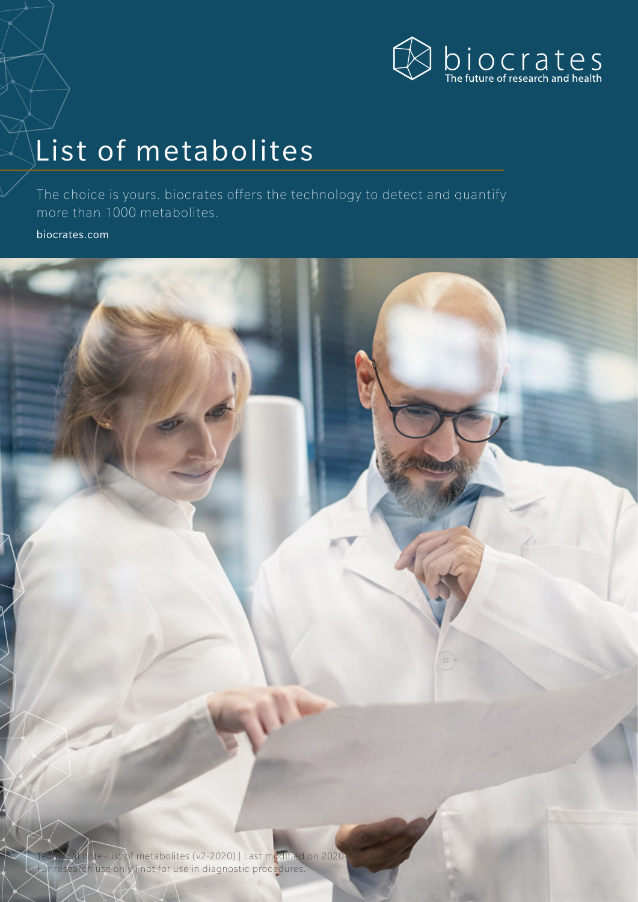biocrates
The future of research and health

# List of metabolites

The choice is yours. biocrates offers the technology to detect and quantify more than 1000 metabolites.

biocrates.com

Technical note-List of metabolites (v2-2020) | Last modified on 2020-10-20
For research use only | not for use in diagnostic procedures.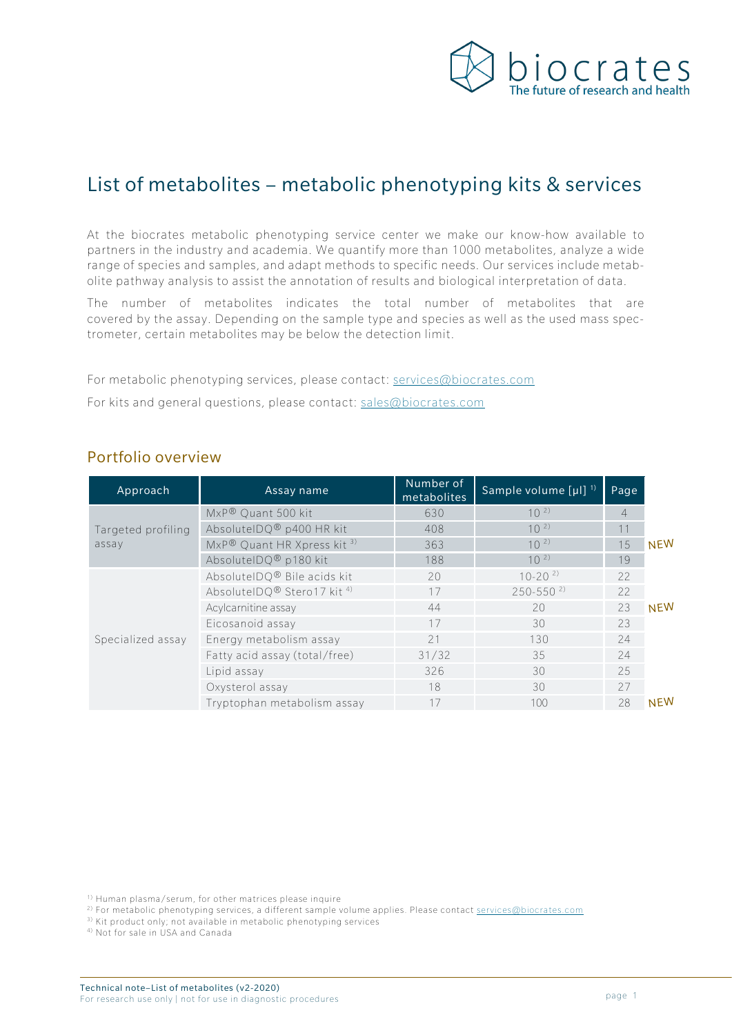# List of metabolites – metabolic phenotyping kits & services

At the biocrates metabolic phenotyping service center we make our know-how available to partners in the industry and academia. We quantify more than 1000 metabolites, analyze a wide range of species and samples, and adapt methods to specific needs. Our services include metabolite pathway analysis to assist the annotation of results and biological interpretation of data.

The number of metabolites indicates the total number of metabolites that are covered by the assay. Depending on the sample type and species as well as the used mass spectrometer, certain metabolites may be below the detection limit.

For metabolic phenotyping services, please contact: services@biocrates.com

For kits and general questions, please contact: sales@biocrates.com

## Portfolio overview

| Approach | Assay name | Number of metabolites | Sample volume [µl] [1] | Page | |
|---|---|---|---|---|---|
| Targeted profiling assay | MxP® Quant 500 kit | 630 | 10 [2] | 4 | |
| | AbsoluteIDQ® p400 HR kit | 408 | 10 [2] | 11 | |
| | MxP® Quant HR Xpress kit [3] | 363 | 10 [2] | 15 | NEW |
| | AbsoluteIDQ® p180 kit | 188 | 10 [2] | 19 | |
| Specialized assay | AbsoluteIDQ® Bile acids kit | 20 | 10-20 [2] | 22 | |
| | AbsoluteIDQ® Stero17 kit [4] | 17 | 250-550 [2] | 22 | |
| | Acylcarnitine assay | 44 | 20 | 23 | NEW |
| | Eicosanoid assay | 17 | 30 | 23 | |
| | Energy metabolism assay | 21 | 130 | 24 | |
| | Fatty acid assay (total/free) | 31/32 | 35 | 24 | |
| | Lipid assay | 326 | 30 | 25 | |
| | Oxysterol assay | 18 | 30 | 27 | |
| | Tryptophan metabolism assay | 17 | 100 | 28 | NEW |

[1] Human plasma/serum, for other matrices please inquire

[2] For metabolic phenotyping services, a different sample volume applies. Please contact services@biocrates.com

[3] Kit product only; not available in metabolic phenotyping services

[4] Not for sale in USA and Canada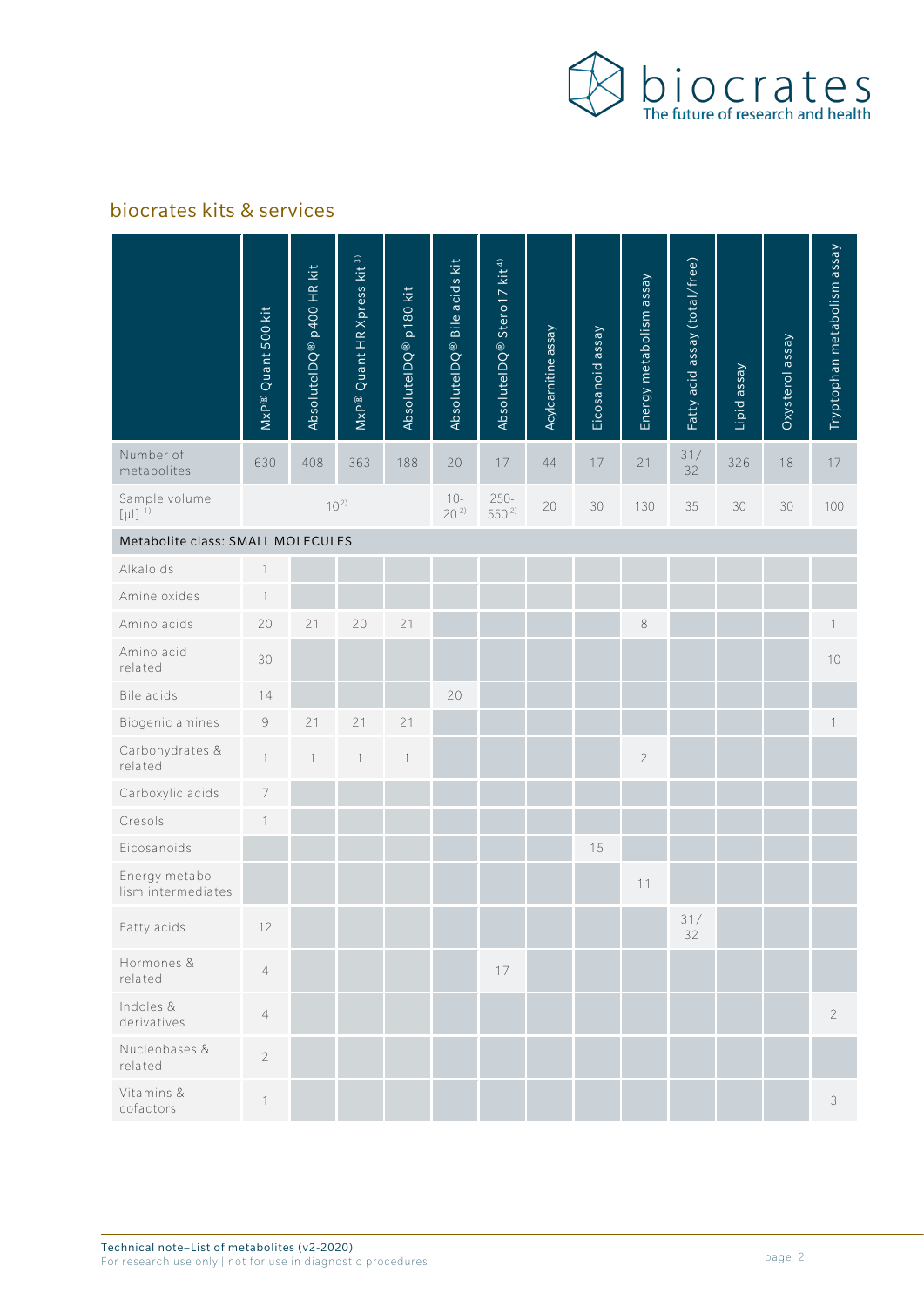## biocrates kits & services

| | MxP® Quant 500 kit | AbsoluteIDQ® p400 HR kit | MxP® Quant HR Xpress kit [3)] | AbsoluteIDQ® p180 kit | AbsoluteIDQ® Bile acids kit | AbsoluteIDQ® Stero17 kit [4)] | Acylcarnitine assay | Eicosanoid assay | Energy metabolism assay | Fatty acid assay (total/free) | Lipid assay | Oxysterol assay | Tryptophan metabolism assay |
|---|---|---|---|---|---|---|---|---|---|---|---|---|---|
| Number of metabolites | 630 | 408 | 363 | 188 | 20 | 17 | 44 | 17 | 21 | 31/ 32 | 326 | 18 | 17 |
| Sample volume [µl] [1)] | 10 [2)] | | | | 10- 20 [2)] | 250- 550 [2)] | 20 | 30 | 130 | 35 | 30 | 30 | 100 |
| **Metabolite class: SMALL MOLECULES** | | | | | | | | | | | | | |
| Alkaloids | 1 | | | | | | | | | | | | |
| Amine oxides | 1 | | | | | | | | | | | | |
| Amino acids | 20 | 21 | 20 | 21 | | | | | 8 | | | | 1 |
| Amino acid related | 30 | | | | | | | | | | | | 10 |
| Bile acids | 14 | | | | 20 | | | | | | | | |
| Biogenic amines | 9 | 21 | 21 | 21 | | | | | | | | | 1 |
| Carbohydrates & related | 1 | 1 | 1 | 1 | | | | | 2 | | | | |
| Carboxylic acids | 7 | | | | | | | | | | | | |
| Cresols | 1 | | | | | | | | | | | | |
| Eicosanoids | | | | | | | | 15 | | | | | |
| Energy metabolism intermediates | | | | | | | | | 11 | | | | |
| Fatty acids | 12 | | | | | | | | | 31/ 32 | | | |
| Hormones & related | 4 | | | | | 17 | | | | | | | |
| Indoles & derivatives | 4 | | | | | | | | | | | | 2 |
| Nucleobases & related | 2 | | | | | | | | | | | | |
| Vitamins & cofactors | 1 | | | | | | | | | | | | 3 |

Technical note–List of metabolites (v2-2020)
For research use only | not for use in diagnostic procedures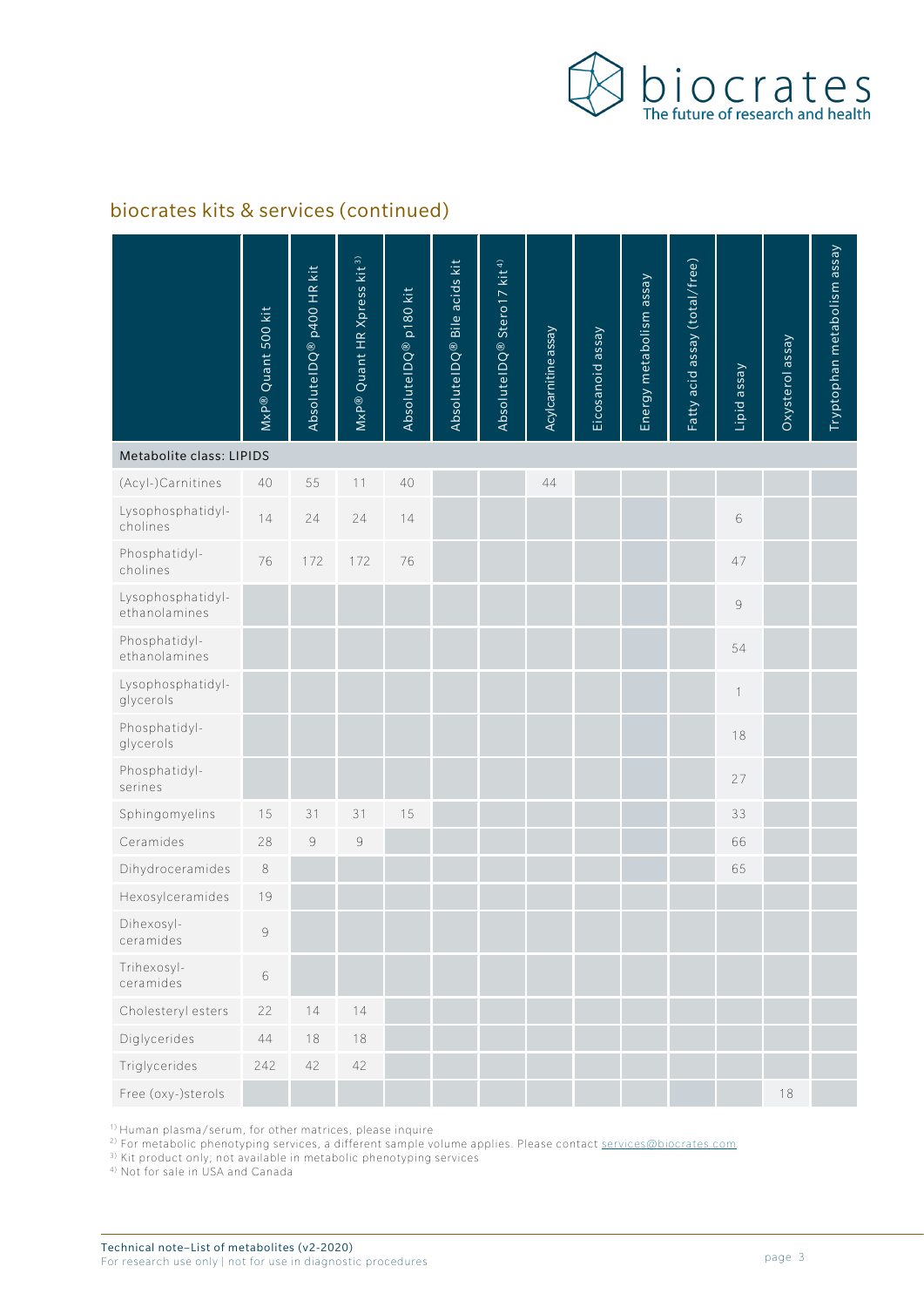## biocrates kits & services (continued)

| | MxP® Quant 500 kit | AbsoluteIDQ® p400 HR kit | MxP® Quant HR Xpress kit [3] | AbsoluteIDQ® p180 kit | AbsoluteIDQ® Bile acids kit | AbsoluteIDQ® Stero17 kit [4] | Acylcarnitine assay | Eicosanoid assay | Energy metabolism assay | Fatty acid assay (total/free) | Lipid assay | Oxysterol assay | Tryptophan metabolism assay |
|---|---|---|---|---|---|---|---|---|---|---|---|---|---|
| **Metabolite class: LIPIDS** | | | | | | | | | | | | | |
| (Acyl-)Carnitines | 40 | 55 | 11 | 40 | | | 44 | | | | | | |
| Lysophosphatidyl-cholines | 14 | 24 | 24 | 14 | | | | | | | 6 | | |
| Phosphatidyl-cholines | 76 | 172 | 172 | 76 | | | | | | | 47 | | |
| Lysophosphatidyl-ethanolamines | | | | | | | | | | | 9 | | |
| Phosphatidyl-ethanolamines | | | | | | | | | | | 54 | | |
| Lysophosphatidyl-glycerols | | | | | | | | | | | 1 | | |
| Phosphatidyl-glycerols | | | | | | | | | | | 18 | | |
| Phosphatidyl-serines | | | | | | | | | | | 27 | | |
| Sphingomyelins | 15 | 31 | 31 | 15 | | | | | | | 33 | | |
| Ceramides | 28 | 9 | 9 | | | | | | | | 66 | | |
| Dihydroceramides | 8 | | | | | | | | | | 65 | | |
| Hexosylceramides | 19 | | | | | | | | | | | | |
| Dihexosyl-ceramides | 9 | | | | | | | | | | | | |
| Trihexosyl-ceramides | 6 | | | | | | | | | | | | |
| Cholesteryl esters | 22 | 14 | 14 | | | | | | | | | | |
| Diglycerides | 44 | 18 | 18 | | | | | | | | | | |
| Triglycerides | 242 | 42 | 42 | | | | | | | | | | |
| Free (oxy-)sterols | | | | | | | | | | | | 18 | |

[1] Human plasma/serum, for other matrices, please inquire
[2] For metabolic phenotyping services, a different sample volume applies. Please contact services@biocrates.com
[3] Kit product only; not available in metabolic phenotyping services
[4] Not for sale in USA and Canada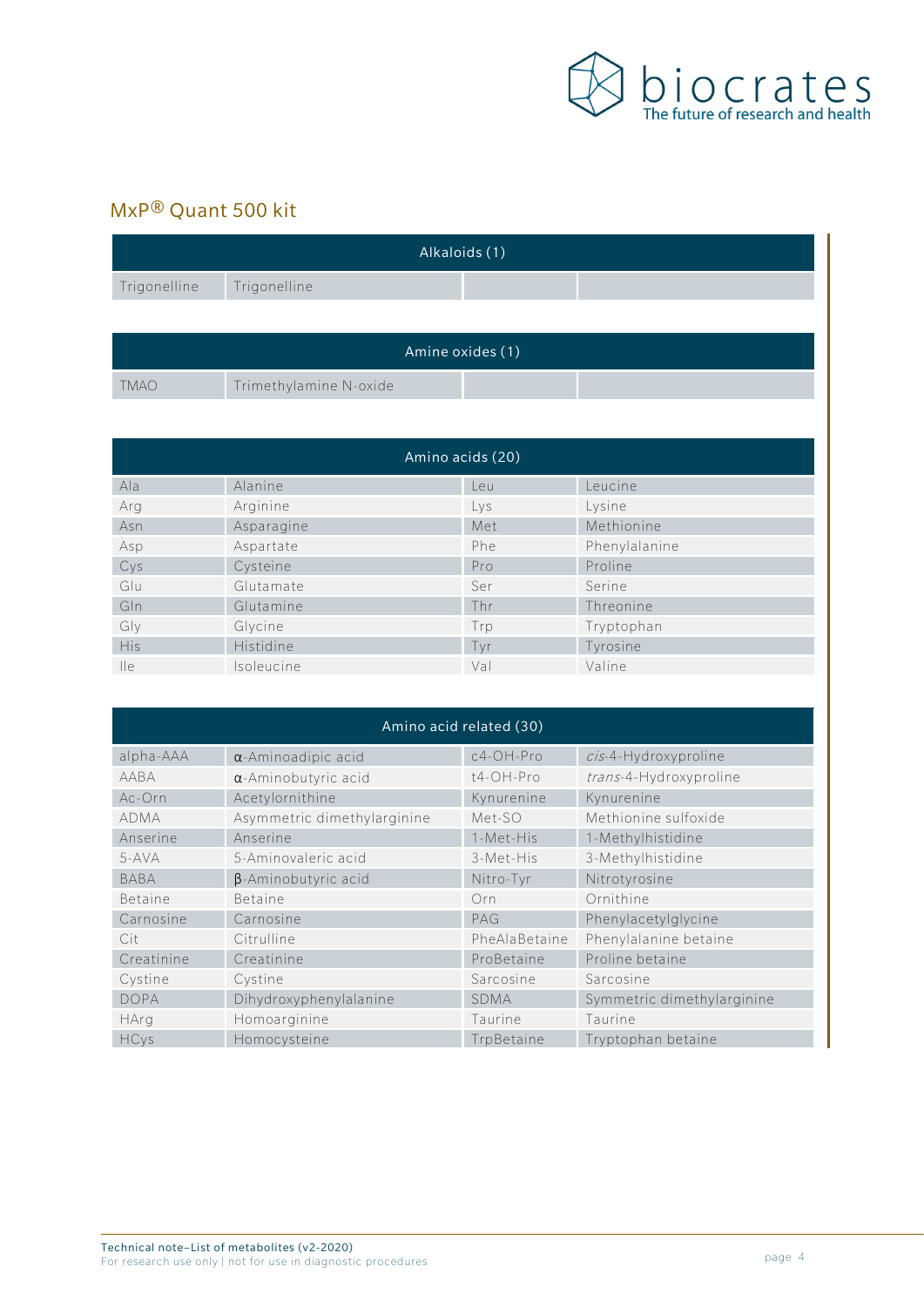## MxP® Quant 500 kit

| Alkaloids (1) | | | |
|---|---|---|---|
| Trigonelline | Trigonelline | | |

| Amine oxides (1) | | | |
|---|---|---|---|
| TMAO | Trimethylamine N-oxide | | |

| Amino acids (20) | | | |
|---|---|---|---|
| Ala | Alanine | Leu | Leucine |
| Arg | Arginine | Lys | Lysine |
| Asn | Asparagine | Met | Methionine |
| Asp | Aspartate | Phe | Phenylalanine |
| Cys | Cysteine | Pro | Proline |
| Glu | Glutamate | Ser | Serine |
| Gln | Glutamine | Thr | Threonine |
| Gly | Glycine | Trp | Tryptophan |
| His | Histidine | Tyr | Tyrosine |
| Ile | Isoleucine | Val | Valine |

| Amino acid related (30) | | | |
|---|---|---|---|
| alpha-AAA | α-Aminoadipic acid | c4-OH-Pro | *cis*-4-Hydroxyproline |
| AABA | α-Aminobutyric acid | t4-OH-Pro | *trans*-4-Hydroxyproline |
| Ac-Orn | Acetylornithine | Kynurenine | Kynurenine |
| ADMA | Asymmetric dimethylarginine | Met-SO | Methionine sulfoxide |
| Anserine | Anserine | 1-Met-His | 1-Methylhistidine |
| 5-AVA | 5-Aminovaleric acid | 3-Met-His | 3-Methylhistidine |
| BABA | β-Aminobutyric acid | Nitro-Tyr | Nitrotyrosine |
| Betaine | Betaine | Orn | Ornithine |
| Carnosine | Carnosine | PAG | Phenylacetylglycine |
| Cit | Citrulline | PheAlaBetaine | Phenylalanine betaine |
| Creatinine | Creatinine | ProBetaine | Proline betaine |
| Cystine | Cystine | Sarcosine | Sarcosine |
| DOPA | Dihydroxyphenylalanine | SDMA | Symmetric dimethylarginine |
| HArg | Homoarginine | Taurine | Taurine |
| HCys | Homocysteine | TrpBetaine | Tryptophan betaine |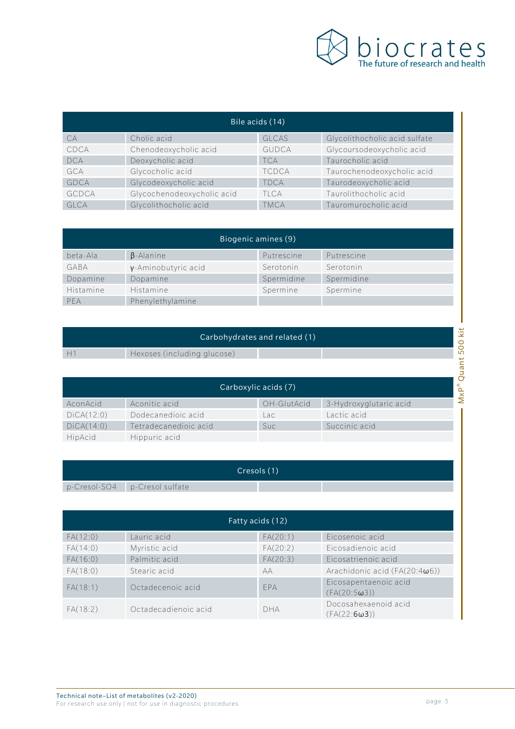| Bile acids (14) | | | |
|---|---|---|---|
| CA | Cholic acid | GLCAS | Glycolithocholic acid sulfate |
| CDCA | Chenodeoxycholic acid | GUDCA | Glycoursodeoxycholic acid |
| DCA | Deoxycholic acid | TCA | Taurocholic acid |
| GCA | Glycocholic acid | TCDCA | Taurochenodeoxycholic acid |
| GDCA | Glycodeoxycholic acid | TDCA | Taurodeoxycholic acid |
| GCDCA | Glycochenodeoxycholic acid | TLCA | Taurolithocholic acid |
| GLCA | Glycolithocholic acid | TMCA | Tauromurocholic acid |

| Biogenic amines (9) | | | |
|---|---|---|---|
| beta-Ala | β-Alanine | Putrescine | Putrescine |
| GABA | γ-Aminobutyric acid | Serotonin | Serotonin |
| Dopamine | Dopamine | Spermidine | Spermidine |
| Histamine | Histamine | Spermine | Spermine |
| PEA | Phenylethylamine | | |

| Carbohydrates and related (1) | | | |
|---|---|---|---|
| H1 | Hexoses (including glucose) | | |

| Carboxylic acids (7) | | | |
|---|---|---|---|
| AconAcid | Aconitic acid | OH-GlutAcid | 3-Hydroxyglutaric acid |
| DiCA(12:0) | Dodecanedioic acid | Lac | Lactic acid |
| DiCA(14:0) | Tetradecanedioic acid | Suc | Succinic acid |
| HipAcid | Hippuric acid | | |

| Cresols (1) | | | |
|---|---|---|---|
| p-Cresol-SO4 | p-Cresol sulfate | | |

| Fatty acids (12) | | | |
|---|---|---|---|
| FA(12:0) | Lauric acid | FA(20:1) | Eicosenoic acid |
| FA(14:0) | Myristic acid | FA(20:2) | Eicosadienoic acid |
| FA(16:0) | Palmitic acid | FA(20:3) | Eicosatrienoic acid |
| FA(18:0) | Stearic acid | AA | Arachidonic acid (FA(20:4ω6)) |
| FA(18:1) | Octadecenoic acid | EPA | Eicosapentaenoic acid (FA(20:5ω3)) |
| FA(18:2) | Octadecadienoic acid | DHA | Docosahexaenoic acid (FA(22:6ω3)) |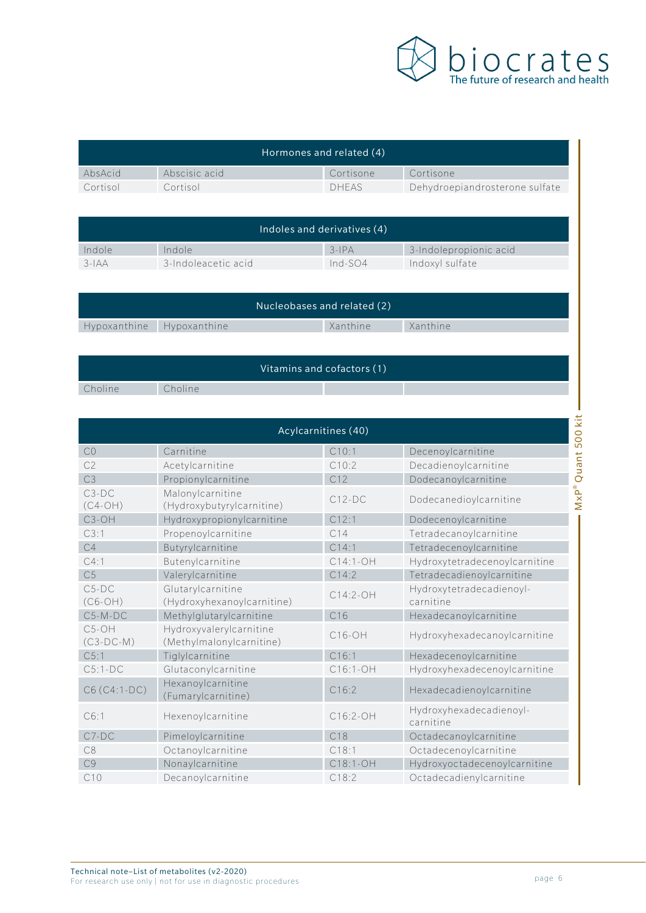| Hormones and related (4) | | | |
|---|---|---|---|
| AbsAcid | Abscisic acid | Cortisone | Cortisone |
| Cortisol | Cortisol | DHEAS | Dehydroepiandrosterone sulfate |

| Indoles and derivatives (4) | | | |
|---|---|---|---|
| Indole | Indole | 3-IPA | 3-Indolepropionic acid |
| 3-IAA | 3-Indoleacetic acid | Ind-SO4 | Indoxyl sulfate |

| Nucleobases and related (2) | | | |
|---|---|---|---|
| Hypoxanthine | Hypoxanthine | Xanthine | Xanthine |

| Vitamins and cofactors (1) | | | |
|---|---|---|---|
| Choline | Choline | | |

| Acylcarnitines (40) | | | |
|---|---|---|---|
| C0 | Carnitine | C10:1 | Decenoylcarnitine |
| C2 | Acetylcarnitine | C10:2 | Decadienoylcarnitine |
| C3 | Propionylcarnitine | C12 | Dodecanoylcarnitine |
| C3-DC (C4-OH) | Malonylcarnitine (Hydroxybutyrylcarnitine) | C12-DC | Dodecanedioylcarnitine |
| C3-OH | Hydroxypropionylcarnitine | C12:1 | Dodecenoylcarnitine |
| C3:1 | Propenoylcarnitine | C14 | Tetradecanoylcarnitine |
| C4 | Butyrylcarnitine | C14:1 | Tetradecenoylcarnitine |
| C4:1 | Butenylcarnitine | C14:1-OH | Hydroxytetradecenoylcarnitine |
| C5 | Valerylcarnitine | C14:2 | Tetradecadienoylcarnitine |
| C5-DC (C6-OH) | Glutarylcarnitine (Hydroxyhexanoylcarnitine) | C14:2-OH | Hydroxytetradecadienoyl-carnitine |
| C5-M-DC | Methylglutarylcarnitine | C16 | Hexadecanoylcarnitine |
| C5-OH (C3-DC-M) | Hydroxyvalerylcarnitine (Methylmalonylcarnitine) | C16-OH | Hydroxyhexadecanoylcarnitine |
| C5:1 | Tiglylcarnitine | C16:1 | Hexadecenoylcarnitine |
| C5:1-DC | Glutaconylcarnitine | C16:1-OH | Hydroxyhexadecenoylcarnitine |
| C6 (C4:1-DC) | Hexanoylcarnitine (Fumarylcarnitine) | C16:2 | Hexadecadienoylcarnitine |
| C6:1 | Hexenoylcarnitine | C16:2-OH | Hydroxyhexadecadienoyl-carnitine |
| C7-DC | Pimeloylcarnitine | C18 | Octadecanoylcarnitine |
| C8 | Octanoylcarnitine | C18:1 | Octadecenoylcarnitine |
| C9 | Nonaylcarnitine | C18:1-OH | Hydroxyoctadecenoylcarnitine |
| C10 | Decanoylcarnitine | C18:2 | Octadecadienylcarnitine |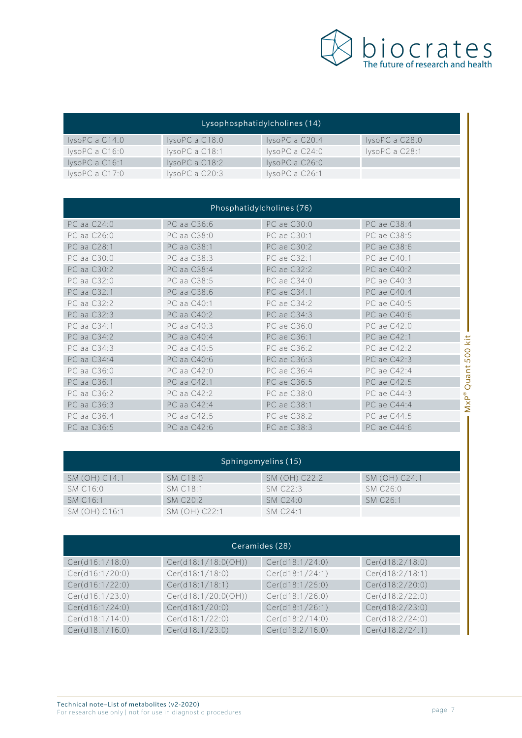| Lysophosphatidylcholines (14) | | | |
|---|---|---|---|
| lysoPC a C14:0 | lysoPC a C18:0 | lysoPC a C20:4 | lysoPC a C28:0 |
| lysoPC a C16:0 | lysoPC a C18:1 | lysoPC a C24:0 | lysoPC a C28:1 |
| lysoPC a C16:1 | lysoPC a C18:2 | lysoPC a C26:0 | |
| lysoPC a C17:0 | lysoPC a C20:3 | lysoPC a C26:1 | |

| Phosphatidylcholines (76) | | | |
|---|---|---|---|
| PC aa C24:0 | PC aa C36:6 | PC ae C30:0 | PC ae C38:4 |
| PC aa C26:0 | PC aa C38:0 | PC ae C30:1 | PC ae C38:5 |
| PC aa C28:1 | PC aa C38:1 | PC ae C30:2 | PC ae C38:6 |
| PC aa C30:0 | PC aa C38:3 | PC ae C32:1 | PC ae C40:1 |
| PC aa C30:2 | PC aa C38:4 | PC ae C32:2 | PC ae C40:2 |
| PC aa C32:0 | PC aa C38:5 | PC ae C34:0 | PC ae C40:3 |
| PC aa C32:1 | PC aa C38:6 | PC ae C34:1 | PC ae C40:4 |
| PC aa C32:2 | PC aa C40:1 | PC ae C34:2 | PC ae C40:5 |
| PC aa C32:3 | PC aa C40:2 | PC ae C34:3 | PC ae C40:6 |
| PC aa C34:1 | PC aa C40:3 | PC ae C36:0 | PC ae C42:0 |
| PC aa C34:2 | PC aa C40:4 | PC ae C36:1 | PC ae C42:1 |
| PC aa C34:3 | PC aa C40:5 | PC ae C36:2 | PC ae C42:2 |
| PC aa C34:4 | PC aa C40:6 | PC ae C36:3 | PC ae C42:3 |
| PC aa C36:0 | PC aa C42:0 | PC ae C36:4 | PC ae C42:4 |
| PC aa C36:1 | PC aa C42:1 | PC ae C36:5 | PC ae C42:5 |
| PC aa C36:2 | PC aa C42:2 | PC ae C38:0 | PC ae C44:3 |
| PC aa C36:3 | PC aa C42:4 | PC ae C38:1 | PC ae C44:4 |
| PC aa C36:4 | PC aa C42:5 | PC ae C38:2 | PC ae C44:5 |
| PC aa C36:5 | PC aa C42:6 | PC ae C38:3 | PC ae C44:6 |

| Sphingomyelins (15) | | | |
|---|---|---|---|
| SM (OH) C14:1 | SM C18:0 | SM (OH) C22:2 | SM (OH) C24:1 |
| SM C16:0 | SM C18:1 | SM C22:3 | SM C26:0 |
| SM C16:1 | SM C20:2 | SM C24:0 | SM C26:1 |
| SM (OH) C16:1 | SM (OH) C22:1 | SM C24:1 | |

| Ceramides (28) | | | |
|---|---|---|---|
| Cer(d16:1/18:0) | Cer(d18:1/18:0(OH)) | Cer(d18:1/24:0) | Cer(d18:2/18:0) |
| Cer(d16:1/20:0) | Cer(d18:1/18:0) | Cer(d18:1/24:1) | Cer(d18:2/18:1) |
| Cer(d16:1/22:0) | Cer(d18:1/18:1) | Cer(d18:1/25:0) | Cer(d18:2/20:0) |
| Cer(d16:1/23:0) | Cer(d18:1/20:0(OH)) | Cer(d18:1/26:0) | Cer(d18:2/22:0) |
| Cer(d16:1/24:0) | Cer(d18:1/20:0) | Cer(d18:1/26:1) | Cer(d18:2/23:0) |
| Cer(d18:1/14:0) | Cer(d18:1/22:0) | Cer(d18:2/14:0) | Cer(d18:2/24:0) |
| Cer(d18:1/16:0) | Cer(d18:1/23:0) | Cer(d18:2/16:0) | Cer(d18:2/24:1) |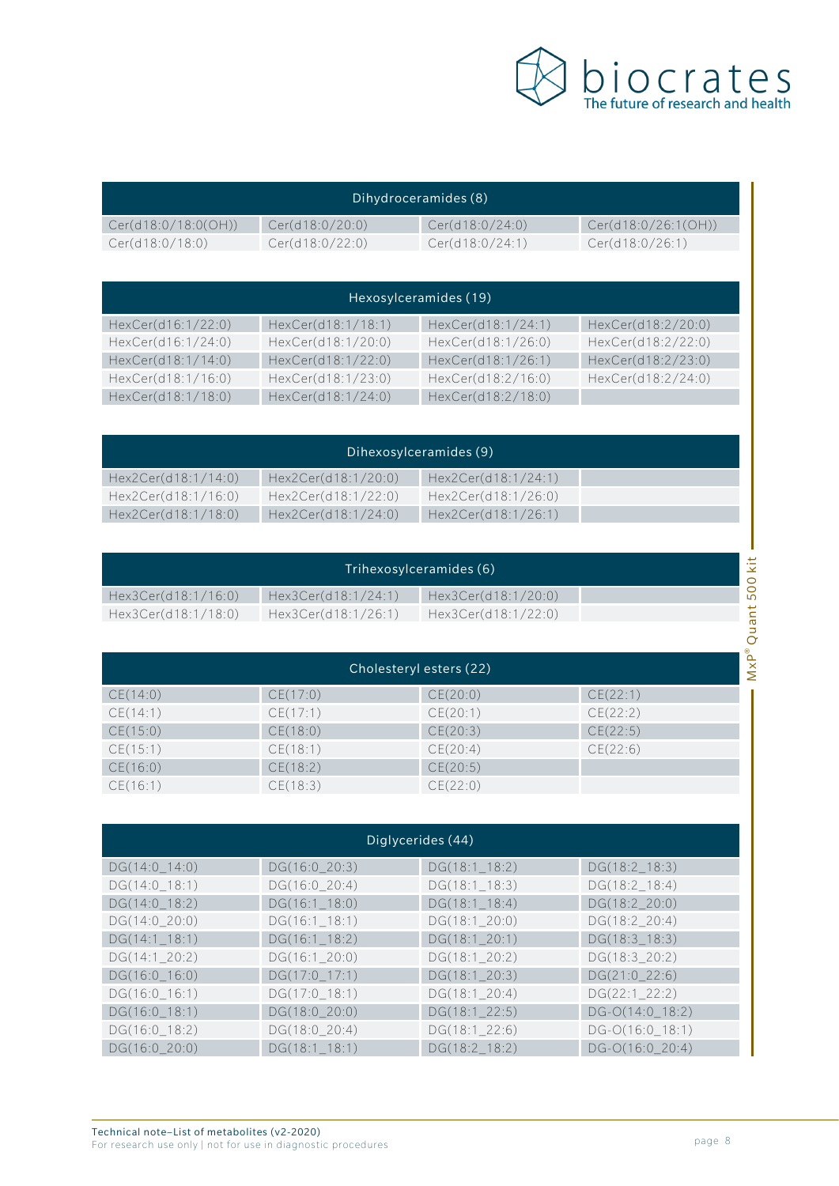| Dihydroceramides (8) | | | |
|---|---|---|---|
| Cer(d18:0/18:0(OH)) | Cer(d18:0/20:0) | Cer(d18:0/24:0) | Cer(d18:0/26:1(OH)) |
| Cer(d18:0/18:0) | Cer(d18:0/22:0) | Cer(d18:0/24:1) | Cer(d18:0/26:1) |

| Hexosylceramides (19) | | | |
|---|---|---|---|
| HexCer(d16:1/22:0) | HexCer(d18:1/18:1) | HexCer(d18:1/24:1) | HexCer(d18:2/20:0) |
| HexCer(d16:1/24:0) | HexCer(d18:1/20:0) | HexCer(d18:1/26:0) | HexCer(d18:2/22:0) |
| HexCer(d18:1/14:0) | HexCer(d18:1/22:0) | HexCer(d18:1/26:1) | HexCer(d18:2/23:0) |
| HexCer(d18:1/16:0) | HexCer(d18:1/23:0) | HexCer(d18:2/16:0) | HexCer(d18:2/24:0) |
| HexCer(d18:1/18:0) | HexCer(d18:1/24:0) | HexCer(d18:2/18:0) | |

| Dihexosylceramides (9) | | | |
|---|---|---|---|
| Hex2Cer(d18:1/14:0) | Hex2Cer(d18:1/20:0) | Hex2Cer(d18:1/24:1) | |
| Hex2Cer(d18:1/16:0) | Hex2Cer(d18:1/22:0) | Hex2Cer(d18:1/26:0) | |
| Hex2Cer(d18:1/18:0) | Hex2Cer(d18:1/24:0) | Hex2Cer(d18:1/26:1) | |

| Trihexosylceramides (6) | | | |
|---|---|---|---|
| Hex3Cer(d18:1/16:0) | Hex3Cer(d18:1/24:1) | Hex3Cer(d18:1/20:0) | |
| Hex3Cer(d18:1/18:0) | Hex3Cer(d18:1/26:1) | Hex3Cer(d18:1/22:0) | |

| Cholesteryl esters (22) | | | |
|---|---|---|---|
| CE(14:0) | CE(17:0) | CE(20:0) | CE(22:1) |
| CE(14:1) | CE(17:1) | CE(20:1) | CE(22:2) |
| CE(15:0) | CE(18:0) | CE(20:3) | CE(22:5) |
| CE(15:1) | CE(18:1) | CE(20:4) | CE(22:6) |
| CE(16:0) | CE(18:2) | CE(20:5) | |
| CE(16:1) | CE(18:3) | CE(22:0) | |

| Diglycerides (44) | | | |
|---|---|---|---|
| DG(14:0_14:0) | DG(16:0_20:3) | DG(18:1_18:2) | DG(18:2_18:3) |
| DG(14:0_18:1) | DG(16:0_20:4) | DG(18:1_18:3) | DG(18:2_18:4) |
| DG(14:0_18:2) | DG(16:1_18:0) | DG(18:1_18:4) | DG(18:2_20:0) |
| DG(14:0_20:0) | DG(16:1_18:1) | DG(18:1_20:0) | DG(18:2_20:4) |
| DG(14:1_18:1) | DG(16:1_18:2) | DG(18:1_20:1) | DG(18:3_18:3) |
| DG(14:1_20:2) | DG(16:1_20:0) | DG(18:1_20:2) | DG(18:3_20:2) |
| DG(16:0_16:0) | DG(17:0_17:1) | DG(18:1_20:3) | DG(21:0_22:6) |
| DG(16:0_16:1) | DG(17:0_18:1) | DG(18:1_20:4) | DG(22:1_22:2) |
| DG(16:0_18:1) | DG(18:0_20:0) | DG(18:1_22:5) | DG-O(14:0_18:2) |
| DG(16:0_18:2) | DG(18:0_20:4) | DG(18:1_22:6) | DG-O(16:0_18:1) |
| DG(16:0_20:0) | DG(18:1_18:1) | DG(18:2_18:2) | DG-O(16:0_20:4) |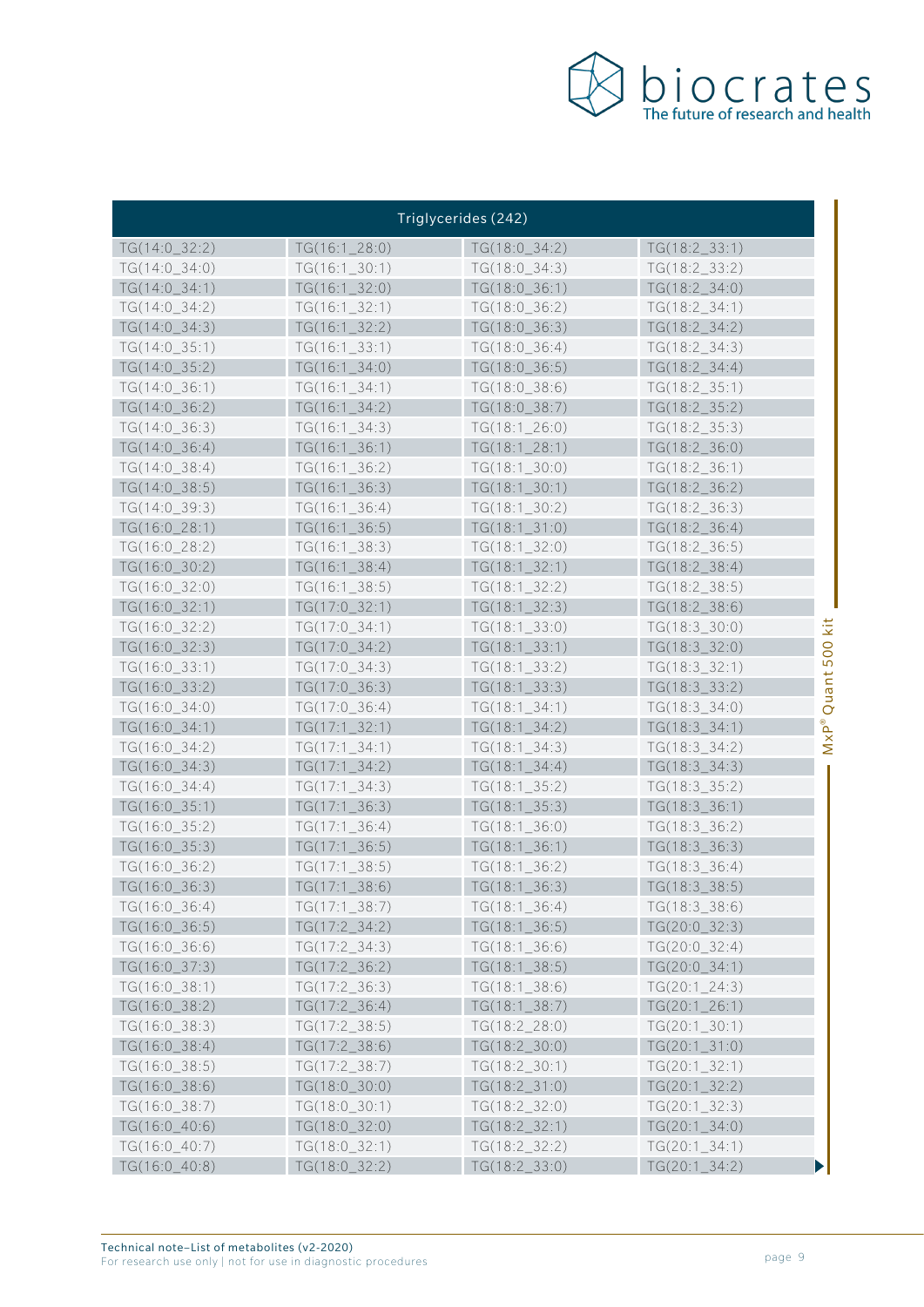| Triglycerides (242) | | | |
|---|---|---|---|
| TG(14:0_32:2) | TG(16:1_28:0) | TG(18:0_34:2) | TG(18:2_33:1) |
| TG(14:0_34:0) | TG(16:1_30:1) | TG(18:0_34:3) | TG(18:2_33:2) |
| TG(14:0_34:1) | TG(16:1_32:0) | TG(18:0_36:1) | TG(18:2_34:0) |
| TG(14:0_34:2) | TG(16:1_32:1) | TG(18:0_36:2) | TG(18:2_34:1) |
| TG(14:0_34:3) | TG(16:1_32:2) | TG(18:0_36:3) | TG(18:2_34:2) |
| TG(14:0_35:1) | TG(16:1_33:1) | TG(18:0_36:4) | TG(18:2_34:3) |
| TG(14:0_35:2) | TG(16:1_34:0) | TG(18:0_36:5) | TG(18:2_34:4) |
| TG(14:0_36:1) | TG(16:1_34:1) | TG(18:0_38:6) | TG(18:2_35:1) |
| TG(14:0_36:2) | TG(16:1_34:2) | TG(18:0_38:7) | TG(18:2_35:2) |
| TG(14:0_36:3) | TG(16:1_34:3) | TG(18:1_26:0) | TG(18:2_35:3) |
| TG(14:0_36:4) | TG(16:1_36:1) | TG(18:1_28:1) | TG(18:2_36:0) |
| TG(14:0_38:4) | TG(16:1_36:2) | TG(18:1_30:0) | TG(18:2_36:1) |
| TG(14:0_38:5) | TG(16:1_36:3) | TG(18:1_30:1) | TG(18:2_36:2) |
| TG(14:0_39:3) | TG(16:1_36:4) | TG(18:1_30:2) | TG(18:2_36:3) |
| TG(16:0_28:1) | TG(16:1_36:5) | TG(18:1_31:0) | TG(18:2_36:4) |
| TG(16:0_28:2) | TG(16:1_38:3) | TG(18:1_32:0) | TG(18:2_36:5) |
| TG(16:0_30:2) | TG(16:1_38:4) | TG(18:1_32:1) | TG(18:2_38:4) |
| TG(16:0_32:0) | TG(16:1_38:5) | TG(18:1_32:2) | TG(18:2_38:5) |
| TG(16:0_32:1) | TG(17:0_32:1) | TG(18:1_32:3) | TG(18:2_38:6) |
| TG(16:0_32:2) | TG(17:0_34:1) | TG(18:1_33:0) | TG(18:3_30:0) |
| TG(16:0_32:3) | TG(17:0_34:2) | TG(18:1_33:1) | TG(18:3_32:0) |
| TG(16:0_33:1) | TG(17:0_34:3) | TG(18:1_33:2) | TG(18:3_32:1) |
| TG(16:0_33:2) | TG(17:0_36:3) | TG(18:1_33:3) | TG(18:3_33:2) |
| TG(16:0_34:0) | TG(17:0_36:4) | TG(18:1_34:1) | TG(18:3_34:0) |
| TG(16:0_34:1) | TG(17:1_32:1) | TG(18:1_34:2) | TG(18:3_34:1) |
| TG(16:0_34:2) | TG(17:1_34:1) | TG(18:1_34:3) | TG(18:3_34:2) |
| TG(16:0_34:3) | TG(17:1_34:2) | TG(18:1_34:4) | TG(18:3_34:3) |
| TG(16:0_34:4) | TG(17:1_34:3) | TG(18:1_35:2) | TG(18:3_35:2) |
| TG(16:0_35:1) | TG(17:1_36:3) | TG(18:1_35:3) | TG(18:3_36:1) |
| TG(16:0_35:2) | TG(17:1_36:4) | TG(18:1_36:0) | TG(18:3_36:2) |
| TG(16:0_35:3) | TG(17:1_36:5) | TG(18:1_36:1) | TG(18:3_36:3) |
| TG(16:0_36:2) | TG(17:1_38:5) | TG(18:1_36:2) | TG(18:3_36:4) |
| TG(16:0_36:3) | TG(17:1_38:6) | TG(18:1_36:3) | TG(18:3_38:5) |
| TG(16:0_36:4) | TG(17:1_38:7) | TG(18:1_36:4) | TG(18:3_38:6) |
| TG(16:0_36:5) | TG(17:2_34:2) | TG(18:1_36:5) | TG(20:0_32:3) |
| TG(16:0_36:6) | TG(17:2_34:3) | TG(18:1_36:6) | TG(20:0_32:4) |
| TG(16:0_37:3) | TG(17:2_36:2) | TG(18:1_38:5) | TG(20:0_34:1) |
| TG(16:0_38:1) | TG(17:2_36:3) | TG(18:1_38:6) | TG(20:1_24:3) |
| TG(16:0_38:2) | TG(17:2_36:4) | TG(18:1_38:7) | TG(20:1_26:1) |
| TG(16:0_38:3) | TG(17:2_38:5) | TG(18:2_28:0) | TG(20:1_30:1) |
| TG(16:0_38:4) | TG(17:2_38:6) | TG(18:2_30:0) | TG(20:1_31:0) |
| TG(16:0_38:5) | TG(17:2_38:7) | TG(18:2_30:1) | TG(20:1_32:1) |
| TG(16:0_38:6) | TG(18:0_30:0) | TG(18:2_31:0) | TG(20:1_32:2) |
| TG(16:0_38:7) | TG(18:0_30:1) | TG(18:2_32:0) | TG(20:1_32:3) |
| TG(16:0_40:6) | TG(18:0_32:0) | TG(18:2_32:1) | TG(20:1_34:0) |
| TG(16:0_40:7) | TG(18:0_32:1) | TG(18:2_32:2) | TG(20:1_34:1) |
| TG(16:0_40:8) | TG(18:0_32:2) | TG(18:2_33:0) | TG(20:1_34:2) |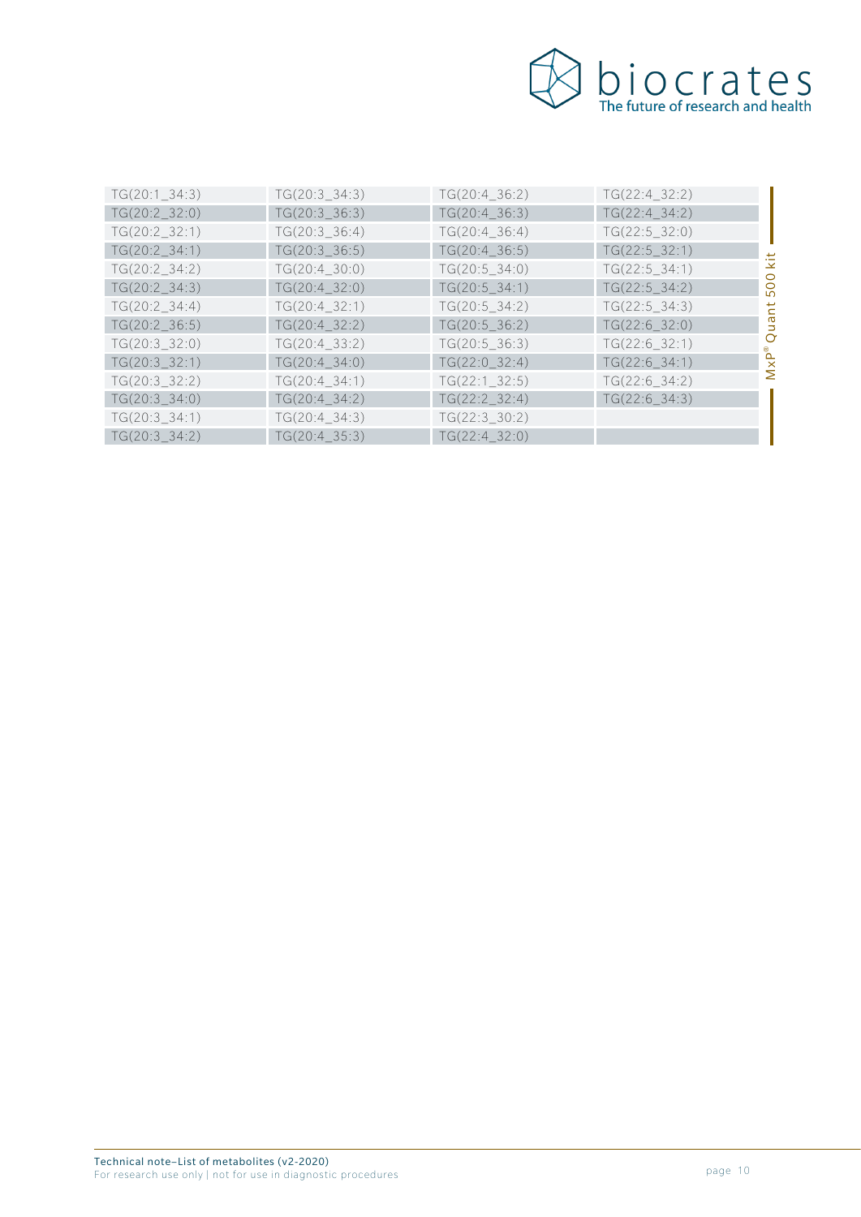| | | | |
|---|---|---|---|
| TG(20:1_34:3) | TG(20:3_34:3) | TG(20:4_36:2) | TG(22:4_32:2) |
| TG(20:2_32:0) | TG(20:3_36:3) | TG(20:4_36:3) | TG(22:4_34:2) |
| TG(20:2_32:1) | TG(20:3_36:4) | TG(20:4_36:4) | TG(22:5_32:0) |
| TG(20:2_34:1) | TG(20:3_36:5) | TG(20:4_36:5) | TG(22:5_32:1) |
| TG(20:2_34:2) | TG(20:4_30:0) | TG(20:5_34:0) | TG(22:5_34:1) |
| TG(20:2_34:3) | TG(20:4_32:0) | TG(20:5_34:1) | TG(22:5_34:2) |
| TG(20:2_34:4) | TG(20:4_32:1) | TG(20:5_34:2) | TG(22:5_34:3) |
| TG(20:2_36:5) | TG(20:4_32:2) | TG(20:5_36:2) | TG(22:6_32:0) |
| TG(20:3_32:0) | TG(20:4_33:2) | TG(20:5_36:3) | TG(22:6_32:1) |
| TG(20:3_32:1) | TG(20:4_34:0) | TG(22:0_32:4) | TG(22:6_34:1) |
| TG(20:3_32:2) | TG(20:4_34:1) | TG(22:1_32:5) | TG(22:6_34:2) |
| TG(20:3_34:0) | TG(20:4_34:2) | TG(22:2_32:4) | TG(22:6_34:3) |
| TG(20:3_34:1) | TG(20:4_34:3) | TG(22:3_30:2) | |
| TG(20:3_34:2) | TG(20:4_35:3) | TG(22:4_32:0) | |

MxP® Quant 500 kit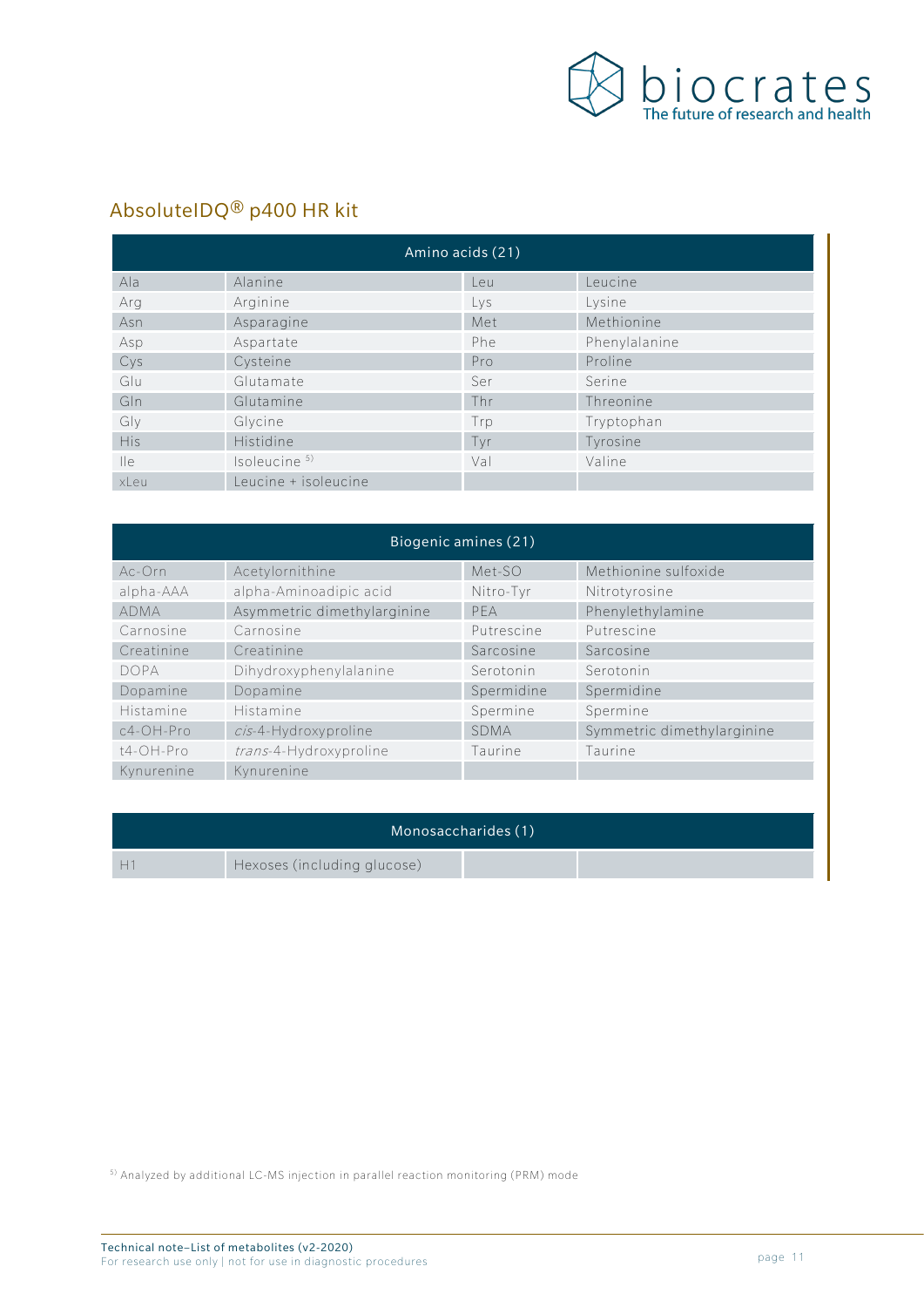## AbsoluteIDQ® p400 HR kit

| Amino acids (21) | | | |
|---|---|---|---|
| Ala | Alanine | Leu | Leucine |
| Arg | Arginine | Lys | Lysine |
| Asn | Asparagine | Met | Methionine |
| Asp | Aspartate | Phe | Phenylalanine |
| Cys | Cysteine | Pro | Proline |
| Glu | Glutamate | Ser | Serine |
| Gln | Glutamine | Thr | Threonine |
| Gly | Glycine | Trp | Tryptophan |
| His | Histidine | Tyr | Tyrosine |
| Ile | Isoleucine [5] | Val | Valine |
| xLeu | Leucine + isoleucine | | |

| Biogenic amines (21) | | | |
|---|---|---|---|
| Ac-Orn | Acetylornithine | Met-SO | Methionine sulfoxide |
| alpha-AAA | alpha-Aminoadipic acid | Nitro-Tyr | Nitrotyrosine |
| ADMA | Asymmetric dimethylarginine | PEA | Phenylethylamine |
| Carnosine | Carnosine | Putrescine | Putrescine |
| Creatinine | Creatinine | Sarcosine | Sarcosine |
| DOPA | Dihydroxyphenylalanine | Serotonin | Serotonin |
| Dopamine | Dopamine | Spermidine | Spermidine |
| Histamine | Histamine | Spermine | Spermine |
| c4-OH-Pro | *cis*-4-Hydroxyproline | SDMA | Symmetric dimethylarginine |
| t4-OH-Pro | *trans*-4-Hydroxyproline | Taurine | Taurine |
| Kynurenine | Kynurenine | | |

| Monosaccharides (1) | | | |
|---|---|---|---|
| H1 | Hexoses (including glucose) | | |

[5] Analyzed by additional LC-MS injection in parallel reaction monitoring (PRM) mode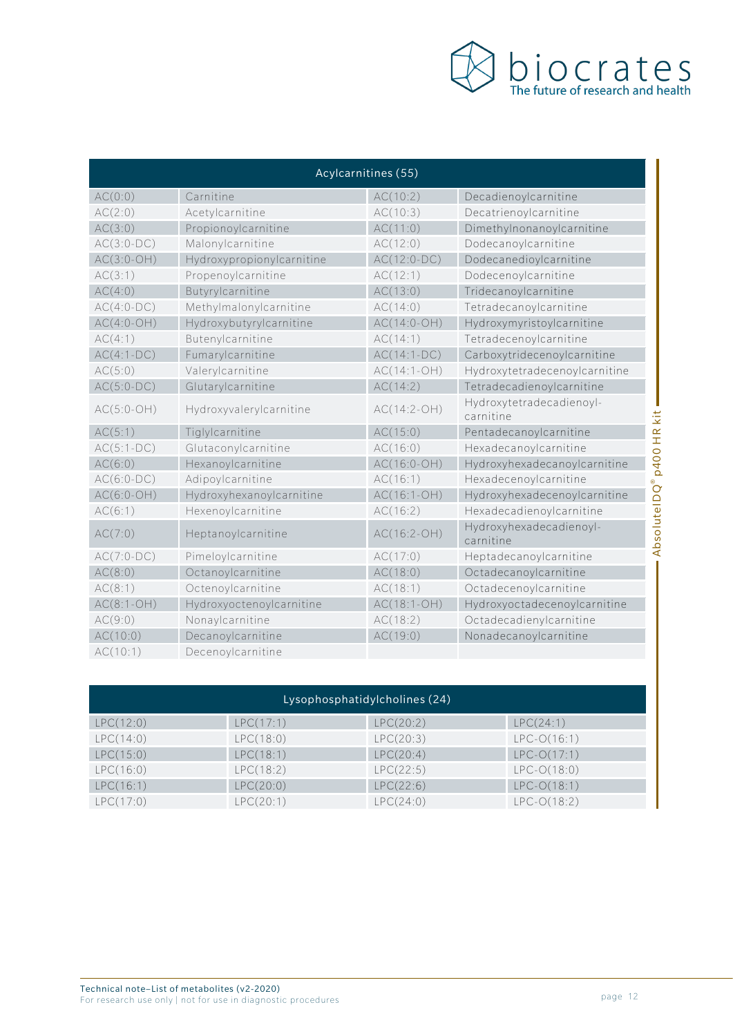| Acylcarnitines (55) | | | |
|---|---|---|---|
| AC(0:0) | Carnitine | AC(10:2) | Decadienoylcarnitine |
| AC(2:0) | Acetylcarnitine | AC(10:3) | Decatrienoylcarnitine |
| AC(3:0) | Propionoylcarnitine | AC(11:0) | Dimethylnonanoylcarnitine |
| AC(3:0-DC) | Malonylcarnitine | AC(12:0) | Dodecanoylcarnitine |
| AC(3:0-OH) | Hydroxypropionylcarnitine | AC(12:0-DC) | Dodecanedioylcarnitine |
| AC(3:1) | Propenoylcarnitine | AC(12:1) | Dodecenoylcarnitine |
| AC(4:0) | Butyrylcarnitine | AC(13:0) | Tridecanoylcarnitine |
| AC(4:0-DC) | Methylmalonylcarnitine | AC(14:0) | Tetradecanoylcarnitine |
| AC(4:0-OH) | Hydroxybutyrylcarnitine | AC(14:0-OH) | Hydroxymyristoylcarnitine |
| AC(4:1) | Butenylcarnitine | AC(14:1) | Tetradecenoylcarnitine |
| AC(4:1-DC) | Fumarylcarnitine | AC(14:1-DC) | Carboxytridecenoylcarnitine |
| AC(5:0) | Valerylcarnitine | AC(14:1-OH) | Hydroxytetradecenoylcarnitine |
| AC(5:0-DC) | Glutarylcarnitine | AC(14:2) | Tetradecadienoylcarnitine |
| AC(5:0-OH) | Hydroxyvalerylcarnitine | AC(14:2-OH) | Hydroxytetradecadienoyl-carnitine |
| AC(5:1) | Tiglylcarnitine | AC(15:0) | Pentadecanoylcarnitine |
| AC(5:1-DC) | Glutaconylcarnitine | AC(16:0) | Hexadecanoylcarnitine |
| AC(6:0) | Hexanoylcarnitine | AC(16:0-OH) | Hydroxyhexadecanoylcarnitine |
| AC(6:0-DC) | Adipoylcarnitine | AC(16:1) | Hexadecenoylcarnitine |
| AC(6:0-OH) | Hydroxyhexanoylcarnitine | AC(16:1-OH) | Hydroxyhexadecenoylcarnitine |
| AC(6:1) | Hexenoylcarnitine | AC(16:2) | Hexadecadienoylcarnitine |
| AC(7:0) | Heptanoylcarnitine | AC(16:2-OH) | Hydroxyhexadecadienoyl-carnitine |
| AC(7:0-DC) | Pimeloylcarnitine | AC(17:0) | Heptadecanoylcarnitine |
| AC(8:0) | Octanoylcarnitine | AC(18:0) | Octadecanoylcarnitine |
| AC(8:1) | Octenoylcarnitine | AC(18:1) | Octadecenoylcarnitine |
| AC(8:1-OH) | Hydroxyoctenoylcarnitine | AC(18:1-OH) | Hydroxyoctadecenoylcarnitine |
| AC(9:0) | Nonaylcarnitine | AC(18:2) | Octadecadienylcarnitine |
| AC(10:0) | Decanoylcarnitine | AC(19:0) | Nonadecanoylcarnitine |
| AC(10:1) | Decenoylcarnitine | | |

| Lysophosphatidylcholines (24) | | | |
|---|---|---|---|
| LPC(12:0) | LPC(17:1) | LPC(20:2) | LPC(24:1) |
| LPC(14:0) | LPC(18:0) | LPC(20:3) | LPC-O(16:1) |
| LPC(15:0) | LPC(18:1) | LPC(20:4) | LPC-O(17:1) |
| LPC(16:0) | LPC(18:2) | LPC(22:5) | LPC-O(18:0) |
| LPC(16:1) | LPC(20:0) | LPC(22:6) | LPC-O(18:1) |
| LPC(17:0) | LPC(20:1) | LPC(24:0) | LPC-O(18:2) |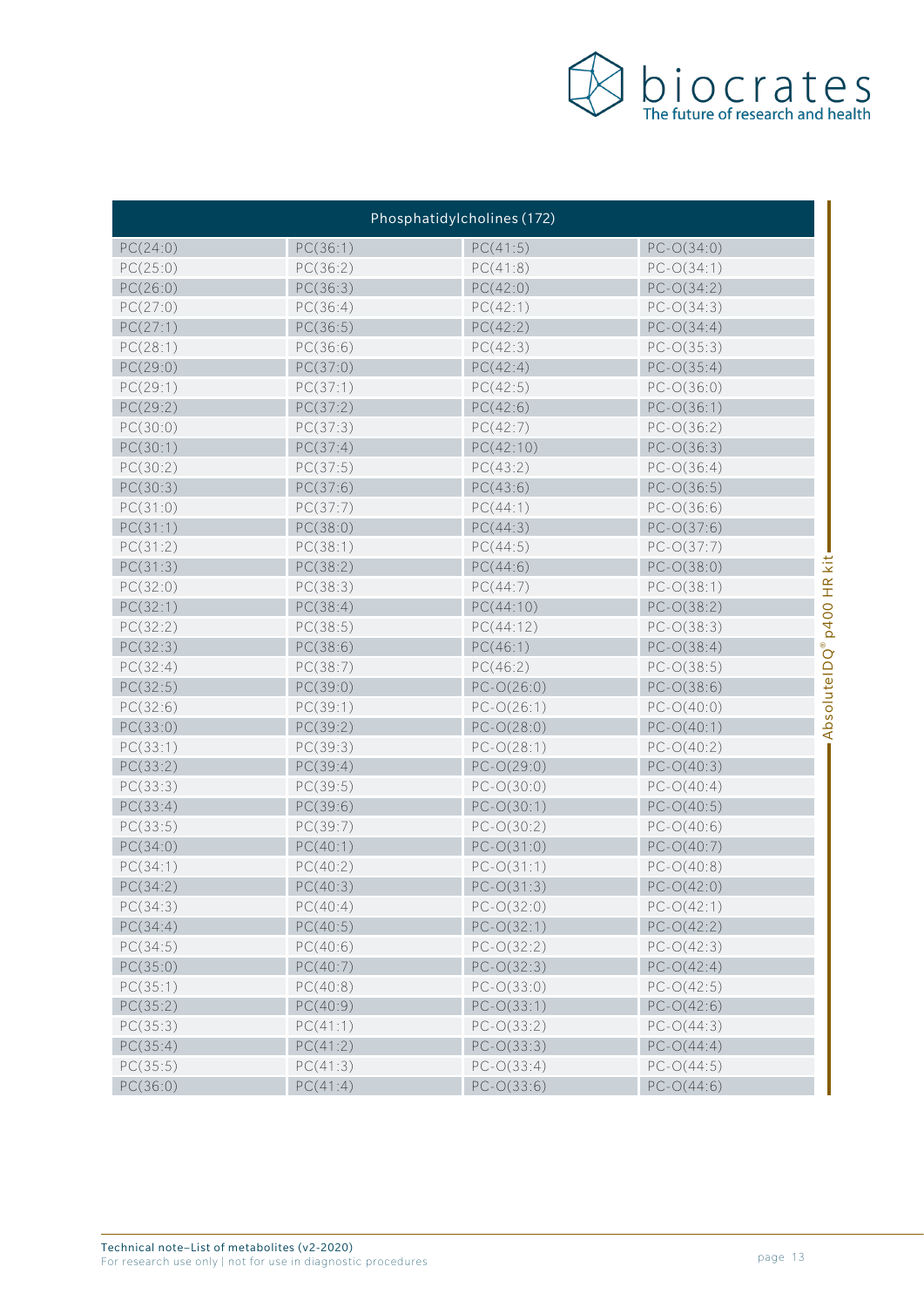| Phosphatidylcholines (172) | | | |
|---|---|---|---|
| PC(24:0) | PC(36:1) | PC(41:5) | PC-O(34:0) |
| PC(25:0) | PC(36:2) | PC(41:8) | PC-O(34:1) |
| PC(26:0) | PC(36:3) | PC(42:0) | PC-O(34:2) |
| PC(27:0) | PC(36:4) | PC(42:1) | PC-O(34:3) |
| PC(27:1) | PC(36:5) | PC(42:2) | PC-O(34:4) |
| PC(28:1) | PC(36:6) | PC(42:3) | PC-O(35:3) |
| PC(29:0) | PC(37:0) | PC(42:4) | PC-O(35:4) |
| PC(29:1) | PC(37:1) | PC(42:5) | PC-O(36:0) |
| PC(29:2) | PC(37:2) | PC(42:6) | PC-O(36:1) |
| PC(30:0) | PC(37:3) | PC(42:7) | PC-O(36:2) |
| PC(30:1) | PC(37:4) | PC(42:10) | PC-O(36:3) |
| PC(30:2) | PC(37:5) | PC(43:2) | PC-O(36:4) |
| PC(30:3) | PC(37:6) | PC(43:6) | PC-O(36:5) |
| PC(31:0) | PC(37:7) | PC(44:1) | PC-O(36:6) |
| PC(31:1) | PC(38:0) | PC(44:3) | PC-O(37:6) |
| PC(31:2) | PC(38:1) | PC(44:5) | PC-O(37:7) |
| PC(31:3) | PC(38:2) | PC(44:6) | PC-O(38:0) |
| PC(32:0) | PC(38:3) | PC(44:7) | PC-O(38:1) |
| PC(32:1) | PC(38:4) | PC(44:10) | PC-O(38:2) |
| PC(32:2) | PC(38:5) | PC(44:12) | PC-O(38:3) |
| PC(32:3) | PC(38:6) | PC(46:1) | PC-O(38:4) |
| PC(32:4) | PC(38:7) | PC(46:2) | PC-O(38:5) |
| PC(32:5) | PC(39:0) | PC-O(26:0) | PC-O(38:6) |
| PC(32:6) | PC(39:1) | PC-O(26:1) | PC-O(40:0) |
| PC(33:0) | PC(39:2) | PC-O(28:0) | PC-O(40:1) |
| PC(33:1) | PC(39:3) | PC-O(28:1) | PC-O(40:2) |
| PC(33:2) | PC(39:4) | PC-O(29:0) | PC-O(40:3) |
| PC(33:3) | PC(39:5) | PC-O(30:0) | PC-O(40:4) |
| PC(33:4) | PC(39:6) | PC-O(30:1) | PC-O(40:5) |
| PC(33:5) | PC(39:7) | PC-O(30:2) | PC-O(40:6) |
| PC(34:0) | PC(40:1) | PC-O(31:0) | PC-O(40:7) |
| PC(34:1) | PC(40:2) | PC-O(31:1) | PC-O(40:8) |
| PC(34:2) | PC(40:3) | PC-O(31:3) | PC-O(42:0) |
| PC(34:3) | PC(40:4) | PC-O(32:0) | PC-O(42:1) |
| PC(34:4) | PC(40:5) | PC-O(32:1) | PC-O(42:2) |
| PC(34:5) | PC(40:6) | PC-O(32:2) | PC-O(42:3) |
| PC(35:0) | PC(40:7) | PC-O(32:3) | PC-O(42:4) |
| PC(35:1) | PC(40:8) | PC-O(33:0) | PC-O(42:5) |
| PC(35:2) | PC(40:9) | PC-O(33:1) | PC-O(42:6) |
| PC(35:3) | PC(41:1) | PC-O(33:2) | PC-O(44:3) |
| PC(35:4) | PC(41:2) | PC-O(33:3) | PC-O(44:4) |
| PC(35:5) | PC(41:3) | PC-O(33:4) | PC-O(44:5) |
| PC(36:0) | PC(41:4) | PC-O(33:6) | PC-O(44:6) |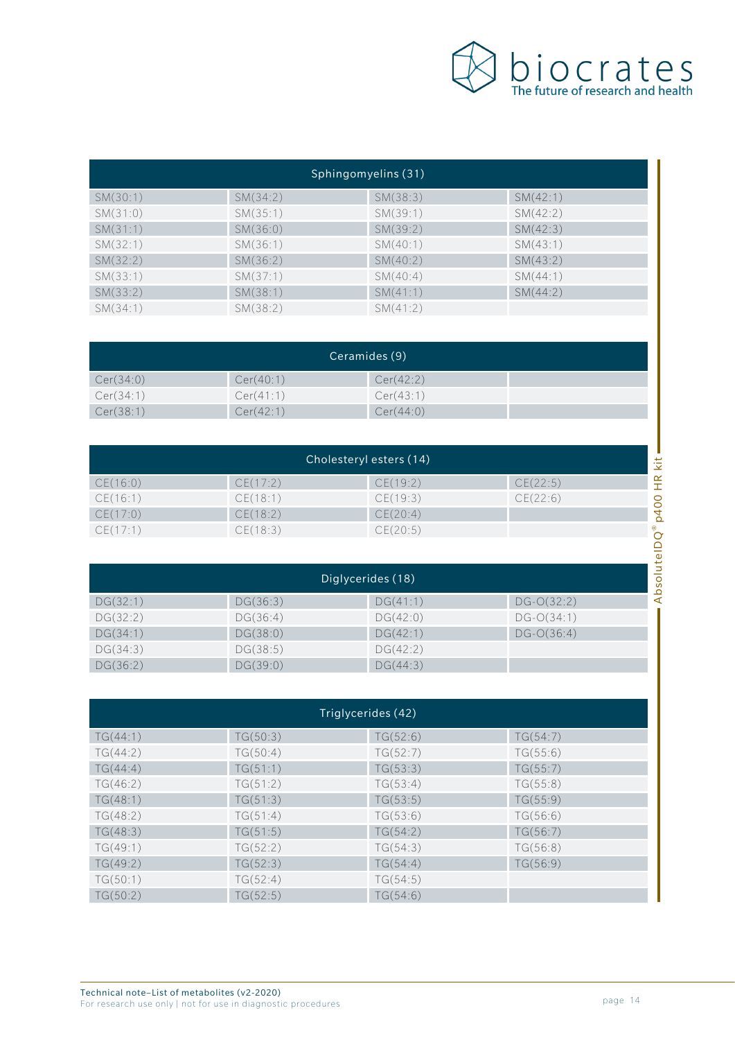| Sphingomyelins (31) | | | |
|---|---|---|---|
| SM(30:1) | SM(34:2) | SM(38:3) | SM(42:1) |
| SM(31:0) | SM(35:1) | SM(39:1) | SM(42:2) |
| SM(31:1) | SM(36:0) | SM(39:2) | SM(42:3) |
| SM(32:1) | SM(36:1) | SM(40:1) | SM(43:1) |
| SM(32:2) | SM(36:2) | SM(40:2) | SM(43:2) |
| SM(33:1) | SM(37:1) | SM(40:4) | SM(44:1) |
| SM(33:2) | SM(38:1) | SM(41:1) | SM(44:2) |
| SM(34:1) | SM(38:2) | SM(41:2) | |

| Ceramides (9) | | | |
|---|---|---|---|
| Cer(34:0) | Cer(40:1) | Cer(42:2) | |
| Cer(34:1) | Cer(41:1) | Cer(43:1) | |
| Cer(38:1) | Cer(42:1) | Cer(44:0) | |

| Cholesteryl esters (14) | | | |
|---|---|---|---|
| CE(16:0) | CE(17:2) | CE(19:2) | CE(22:5) |
| CE(16:1) | CE(18:1) | CE(19:3) | CE(22:6) |
| CE(17:0) | CE(18:2) | CE(20:4) | |
| CE(17:1) | CE(18:3) | CE(20:5) | |

| Diglycerides (18) | | | |
|---|---|---|---|
| DG(32:1) | DG(36:3) | DG(41:1) | DG-O(32:2) |
| DG(32:2) | DG(36:4) | DG(42:0) | DG-O(34:1) |
| DG(34:1) | DG(38:0) | DG(42:1) | DG-O(36:4) |
| DG(34:3) | DG(38:5) | DG(42:2) | |
| DG(36:2) | DG(39:0) | DG(44:3) | |

| Triglycerides (42) | | | |
|---|---|---|---|
| TG(44:1) | TG(50:3) | TG(52:6) | TG(54:7) |
| TG(44:2) | TG(50:4) | TG(52:7) | TG(55:6) |
| TG(44:4) | TG(51:1) | TG(53:3) | TG(55:7) |
| TG(46:2) | TG(51:2) | TG(53:4) | TG(55:8) |
| TG(48:1) | TG(51:3) | TG(53:5) | TG(55:9) |
| TG(48:2) | TG(51:4) | TG(53:6) | TG(56:6) |
| TG(48:3) | TG(51:5) | TG(54:2) | TG(56:7) |
| TG(49:1) | TG(52:2) | TG(54:3) | TG(56:8) |
| TG(49:2) | TG(52:3) | TG(54:4) | TG(56:9) |
| TG(50:1) | TG(52:4) | TG(54:5) | |
| TG(50:2) | TG(52:5) | TG(54:6) | |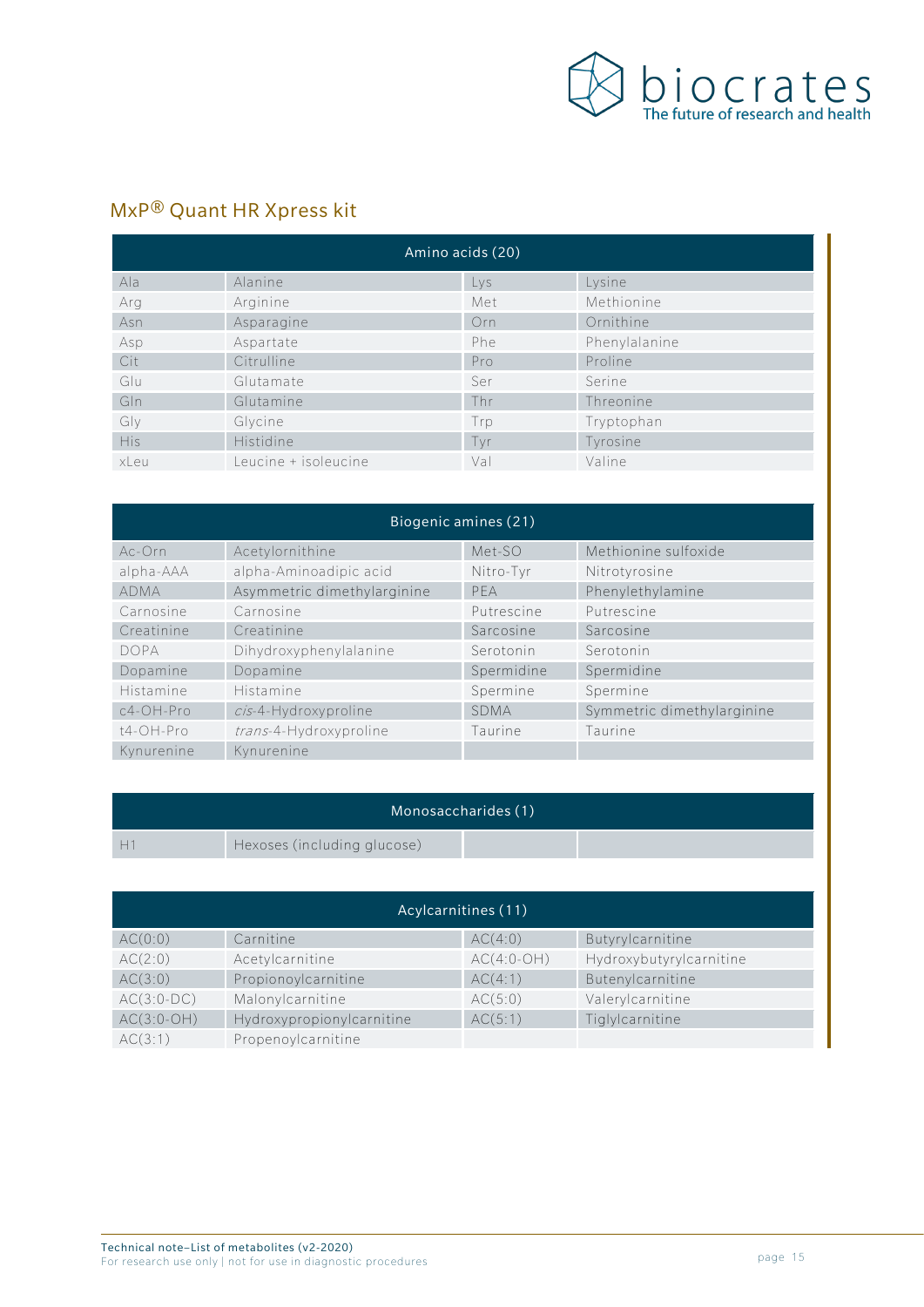## MxP® Quant HR Xpress kit

| Amino acids (20) | | | |
|---|---|---|---|
| Ala | Alanine | Lys | Lysine |
| Arg | Arginine | Met | Methionine |
| Asn | Asparagine | Orn | Ornithine |
| Asp | Aspartate | Phe | Phenylalanine |
| Cit | Citrulline | Pro | Proline |
| Glu | Glutamate | Ser | Serine |
| Gln | Glutamine | Thr | Threonine |
| Gly | Glycine | Trp | Tryptophan |
| His | Histidine | Tyr | Tyrosine |
| xLeu | Leucine + isoleucine | Val | Valine |

| Biogenic amines (21) | | | |
|---|---|---|---|
| Ac-Orn | Acetylornithine | Met-SO | Methionine sulfoxide |
| alpha-AAA | alpha-Aminoadipic acid | Nitro-Tyr | Nitrotyrosine |
| ADMA | Asymmetric dimethylarginine | PEA | Phenylethylamine |
| Carnosine | Carnosine | Putrescine | Putrescine |
| Creatinine | Creatinine | Sarcosine | Sarcosine |
| DOPA | Dihydroxyphenylalanine | Serotonin | Serotonin |
| Dopamine | Dopamine | Spermidine | Spermidine |
| Histamine | Histamine | Spermine | Spermine |
| c4-OH-Pro | *cis*-4-Hydroxyproline | SDMA | Symmetric dimethylarginine |
| t4-OH-Pro | *trans*-4-Hydroxyproline | Taurine | Taurine |
| Kynurenine | Kynurenine | | |

| Monosaccharides (1) | | | |
|---|---|---|---|
| H1 | Hexoses (including glucose) | | |

| Acylcarnitines (11) | | | |
|---|---|---|---|
| AC(0:0) | Carnitine | AC(4:0) | Butyrylcarnitine |
| AC(2:0) | Acetylcarnitine | AC(4:0-OH) | Hydroxybutyrylcarnitine |
| AC(3:0) | Propionoylcarnitine | AC(4:1) | Butenylcarnitine |
| AC(3:0-DC) | Malonylcarnitine | AC(5:0) | Valerylcarnitine |
| AC(3:0-OH) | Hydroxypropionylcarnitine | AC(5:1) | Tiglylcarnitine |
| AC(3:1) | Propenoylcarnitine | | |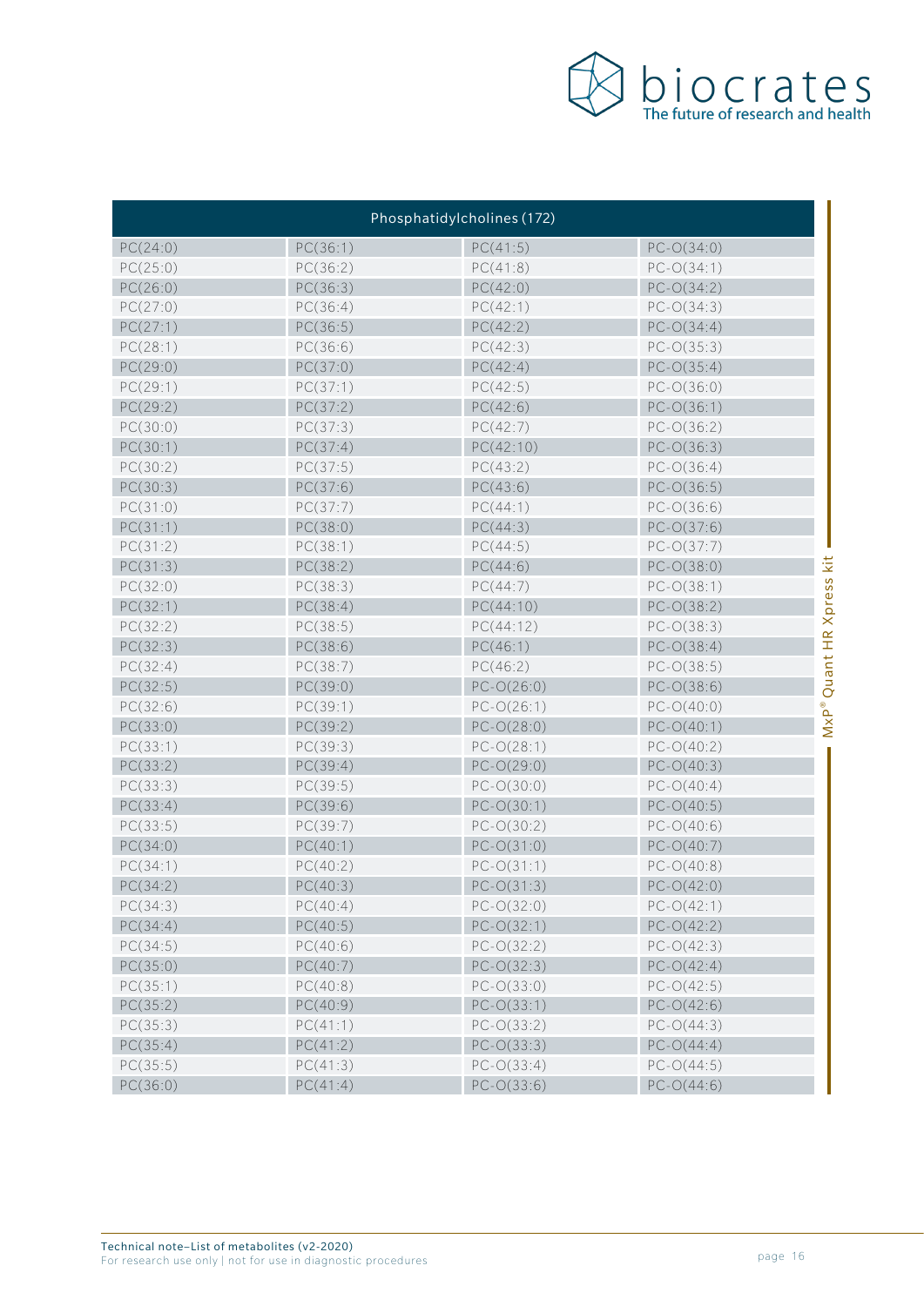| Phosphatidylcholines (172) | | | |
|---|---|---|---|
| PC(24:0) | PC(36:1) | PC(41:5) | PC-O(34:0) |
| PC(25:0) | PC(36:2) | PC(41:8) | PC-O(34:1) |
| PC(26:0) | PC(36:3) | PC(42:0) | PC-O(34:2) |
| PC(27:0) | PC(36:4) | PC(42:1) | PC-O(34:3) |
| PC(27:1) | PC(36:5) | PC(42:2) | PC-O(34:4) |
| PC(28:1) | PC(36:6) | PC(42:3) | PC-O(35:3) |
| PC(29:0) | PC(37:0) | PC(42:4) | PC-O(35:4) |
| PC(29:1) | PC(37:1) | PC(42:5) | PC-O(36:0) |
| PC(29:2) | PC(37:2) | PC(42:6) | PC-O(36:1) |
| PC(30:0) | PC(37:3) | PC(42:7) | PC-O(36:2) |
| PC(30:1) | PC(37:4) | PC(42:10) | PC-O(36:3) |
| PC(30:2) | PC(37:5) | PC(43:2) | PC-O(36:4) |
| PC(30:3) | PC(37:6) | PC(43:6) | PC-O(36:5) |
| PC(31:0) | PC(37:7) | PC(44:1) | PC-O(36:6) |
| PC(31:1) | PC(38:0) | PC(44:3) | PC-O(37:6) |
| PC(31:2) | PC(38:1) | PC(44:5) | PC-O(37:7) |
| PC(31:3) | PC(38:2) | PC(44:6) | PC-O(38:0) |
| PC(32:0) | PC(38:3) | PC(44:7) | PC-O(38:1) |
| PC(32:1) | PC(38:4) | PC(44:10) | PC-O(38:2) |
| PC(32:2) | PC(38:5) | PC(44:12) | PC-O(38:3) |
| PC(32:3) | PC(38:6) | PC(46:1) | PC-O(38:4) |
| PC(32:4) | PC(38:7) | PC(46:2) | PC-O(38:5) |
| PC(32:5) | PC(39:0) | PC-O(26:0) | PC-O(38:6) |
| PC(32:6) | PC(39:1) | PC-O(26:1) | PC-O(40:0) |
| PC(33:0) | PC(39:2) | PC-O(28:0) | PC-O(40:1) |
| PC(33:1) | PC(39:3) | PC-O(28:1) | PC-O(40:2) |
| PC(33:2) | PC(39:4) | PC-O(29:0) | PC-O(40:3) |
| PC(33:3) | PC(39:5) | PC-O(30:0) | PC-O(40:4) |
| PC(33:4) | PC(39:6) | PC-O(30:1) | PC-O(40:5) |
| PC(33:5) | PC(39:7) | PC-O(30:2) | PC-O(40:6) |
| PC(34:0) | PC(40:1) | PC-O(31:0) | PC-O(40:7) |
| PC(34:1) | PC(40:2) | PC-O(31:1) | PC-O(40:8) |
| PC(34:2) | PC(40:3) | PC-O(31:3) | PC-O(42:0) |
| PC(34:3) | PC(40:4) | PC-O(32:0) | PC-O(42:1) |
| PC(34:4) | PC(40:5) | PC-O(32:1) | PC-O(42:2) |
| PC(34:5) | PC(40:6) | PC-O(32:2) | PC-O(42:3) |
| PC(35:0) | PC(40:7) | PC-O(32:3) | PC-O(42:4) |
| PC(35:1) | PC(40:8) | PC-O(33:0) | PC-O(42:5) |
| PC(35:2) | PC(40:9) | PC-O(33:1) | PC-O(42:6) |
| PC(35:3) | PC(41:1) | PC-O(33:2) | PC-O(44:3) |
| PC(35:4) | PC(41:2) | PC-O(33:3) | PC-O(44:4) |
| PC(35:5) | PC(41:3) | PC-O(33:4) | PC-O(44:5) |
| PC(36:0) | PC(41:4) | PC-O(33:6) | PC-O(44:6) |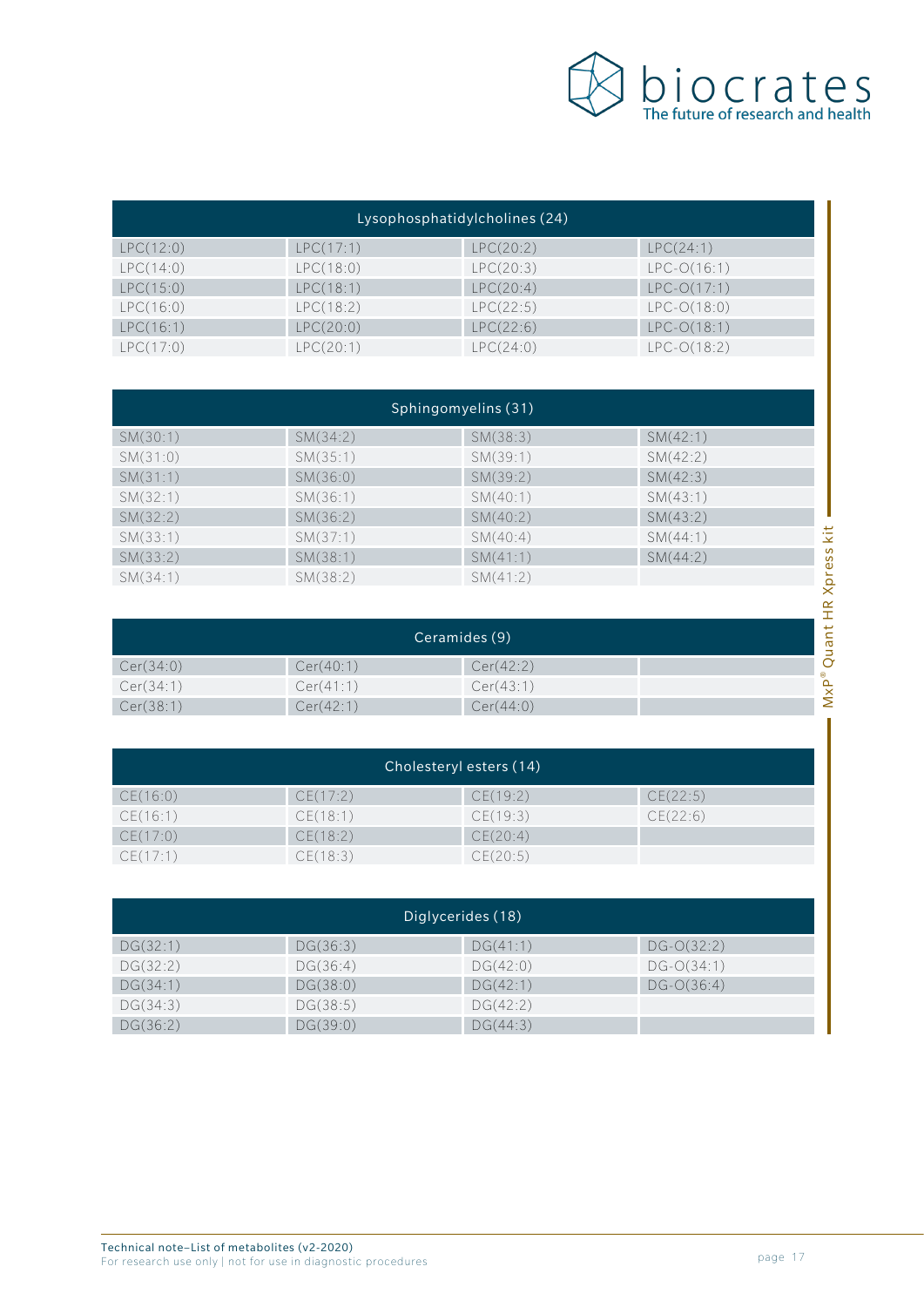| Lysophosphatidylcholines (24) | | | |
|---|---|---|---|
| LPC(12:0) | LPC(17:1) | LPC(20:2) | LPC(24:1) |
| LPC(14:0) | LPC(18:0) | LPC(20:3) | LPC-O(16:1) |
| LPC(15:0) | LPC(18:1) | LPC(20:4) | LPC-O(17:1) |
| LPC(16:0) | LPC(18:2) | LPC(22:5) | LPC-O(18:0) |
| LPC(16:1) | LPC(20:0) | LPC(22:6) | LPC-O(18:1) |
| LPC(17:0) | LPC(20:1) | LPC(24:0) | LPC-O(18:2) |

| Sphingomyelins (31) | | | |
|---|---|---|---|
| SM(30:1) | SM(34:2) | SM(38:3) | SM(42:1) |
| SM(31:0) | SM(35:1) | SM(39:1) | SM(42:2) |
| SM(31:1) | SM(36:0) | SM(39:2) | SM(42:3) |
| SM(32:1) | SM(36:1) | SM(40:1) | SM(43:1) |
| SM(32:2) | SM(36:2) | SM(40:2) | SM(43:2) |
| SM(33:1) | SM(37:1) | SM(40:4) | SM(44:1) |
| SM(33:2) | SM(38:1) | SM(41:1) | SM(44:2) |
| SM(34:1) | SM(38:2) | SM(41:2) | |

| Ceramides (9) | | | |
|---|---|---|---|
| Cer(34:0) | Cer(40:1) | Cer(42:2) | |
| Cer(34:1) | Cer(41:1) | Cer(43:1) | |
| Cer(38:1) | Cer(42:1) | Cer(44:0) | |

| Cholesteryl esters (14) | | | |
|---|---|---|---|
| CE(16:0) | CE(17:2) | CE(19:2) | CE(22:5) |
| CE(16:1) | CE(18:1) | CE(19:3) | CE(22:6) |
| CE(17:0) | CE(18:2) | CE(20:4) | |
| CE(17:1) | CE(18:3) | CE(20:5) | |

| Diglycerides (18) | | | |
|---|---|---|---|
| DG(32:1) | DG(36:3) | DG(41:1) | DG-O(32:2) |
| DG(32:2) | DG(36:4) | DG(42:0) | DG-O(34:1) |
| DG(34:1) | DG(38:0) | DG(42:1) | DG-O(36:4) |
| DG(34:3) | DG(38:5) | DG(42:2) | |
| DG(36:2) | DG(39:0) | DG(44:3) | |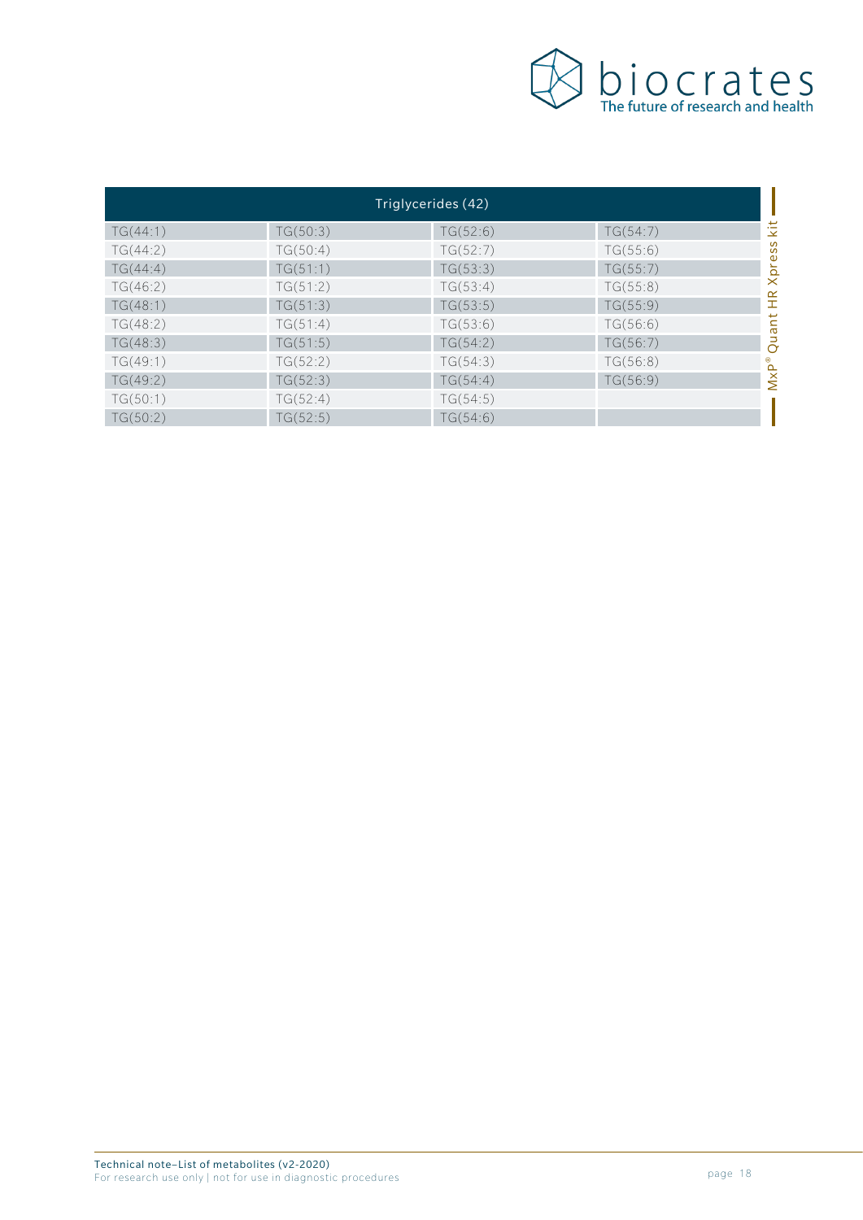| Triglycerides (42) | | | |
|---|---|---|---|
| TG(44:1) | TG(50:3) | TG(52:6) | TG(54:7) |
| TG(44:2) | TG(50:4) | TG(52:7) | TG(55:6) |
| TG(44:4) | TG(51:1) | TG(53:3) | TG(55:7) |
| TG(46:2) | TG(51:2) | TG(53:4) | TG(55:8) |
| TG(48:1) | TG(51:3) | TG(53:5) | TG(55:9) |
| TG(48:2) | TG(51:4) | TG(53:6) | TG(56:6) |
| TG(48:3) | TG(51:5) | TG(54:2) | TG(56:7) |
| TG(49:1) | TG(52:2) | TG(54:3) | TG(56:8) |
| TG(49:2) | TG(52:3) | TG(54:4) | TG(56:9) |
| TG(50:1) | TG(52:4) | TG(54:5) | |
| TG(50:2) | TG(52:5) | TG(54:6) | |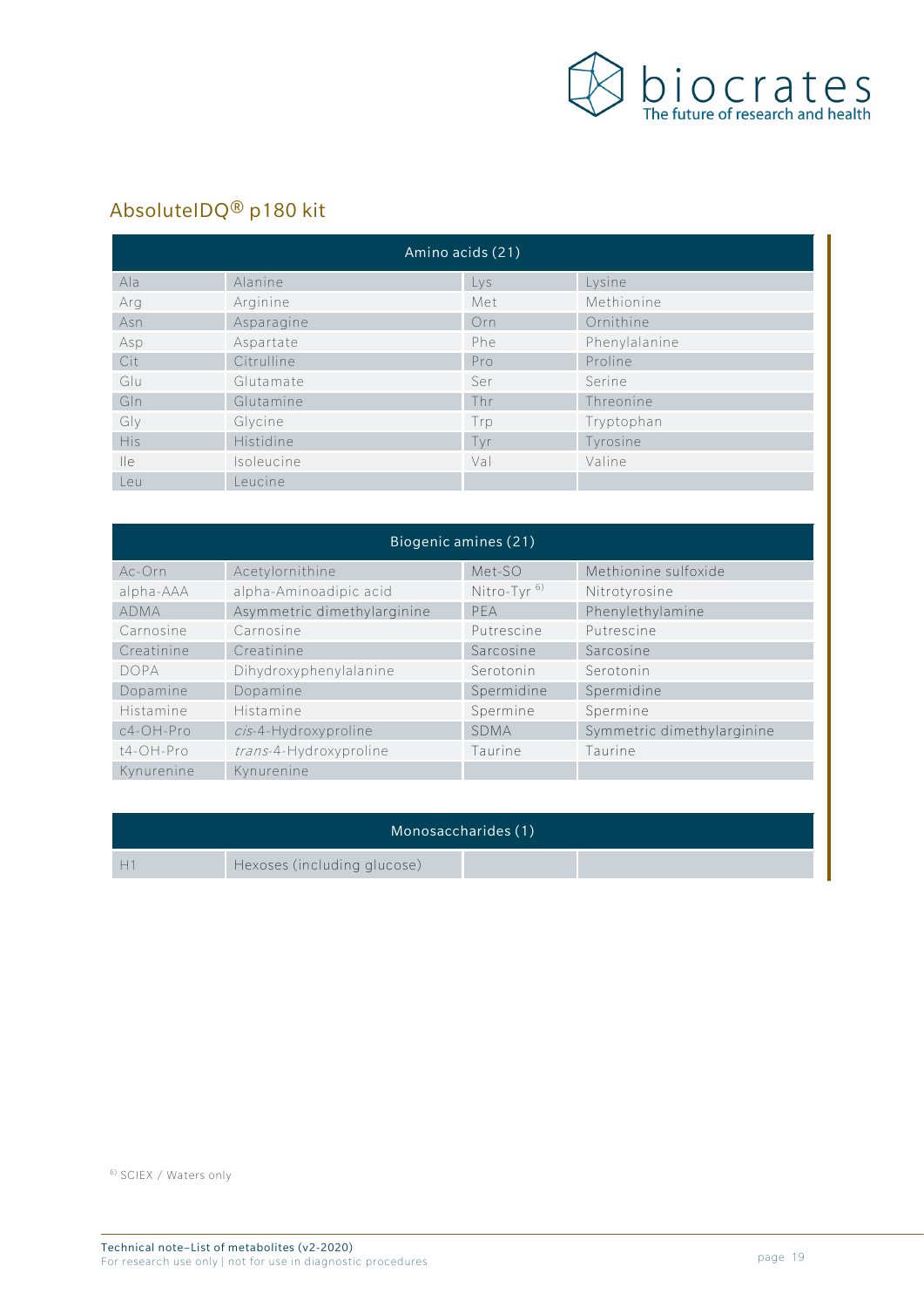## AbsoluteIDQ® p180 kit

| Amino acids (21) | | | |
|---|---|---|---|
| Ala | Alanine | Lys | Lysine |
| Arg | Arginine | Met | Methionine |
| Asn | Asparagine | Orn | Ornithine |
| Asp | Aspartate | Phe | Phenylalanine |
| Cit | Citrulline | Pro | Proline |
| Glu | Glutamate | Ser | Serine |
| Gln | Glutamine | Thr | Threonine |
| Gly | Glycine | Trp | Tryptophan |
| His | Histidine | Tyr | Tyrosine |
| Ile | Isoleucine | Val | Valine |
| Leu | Leucine | | |

| Biogenic amines (21) | | | |
|---|---|---|---|
| Ac-Orn | Acetylornithine | Met-SO | Methionine sulfoxide |
| alpha-AAA | alpha-Aminoadipic acid | Nitro-Tyr [6)] | Nitrotyrosine |
| ADMA | Asymmetric dimethylarginine | PEA | Phenylethylamine |
| Carnosine | Carnosine | Putrescine | Putrescine |
| Creatinine | Creatinine | Sarcosine | Sarcosine |
| DOPA | Dihydroxyphenylalanine | Serotonin | Serotonin |
| Dopamine | Dopamine | Spermidine | Spermidine |
| Histamine | Histamine | Spermine | Spermine |
| c4-OH-Pro | *cis*-4-Hydroxyproline | SDMA | Symmetric dimethylarginine |
| t4-OH-Pro | *trans*-4-Hydroxyproline | Taurine | Taurine |
| Kynurenine | Kynurenine | | |

| Monosaccharides (1) | | | |
|---|---|---|---|
| H1 | Hexoses (including glucose) | | |

[6)] SCIEX / Waters only

Technical note–List of metabolites (v2-2020)
For research use only | not for use in diagnostic procedures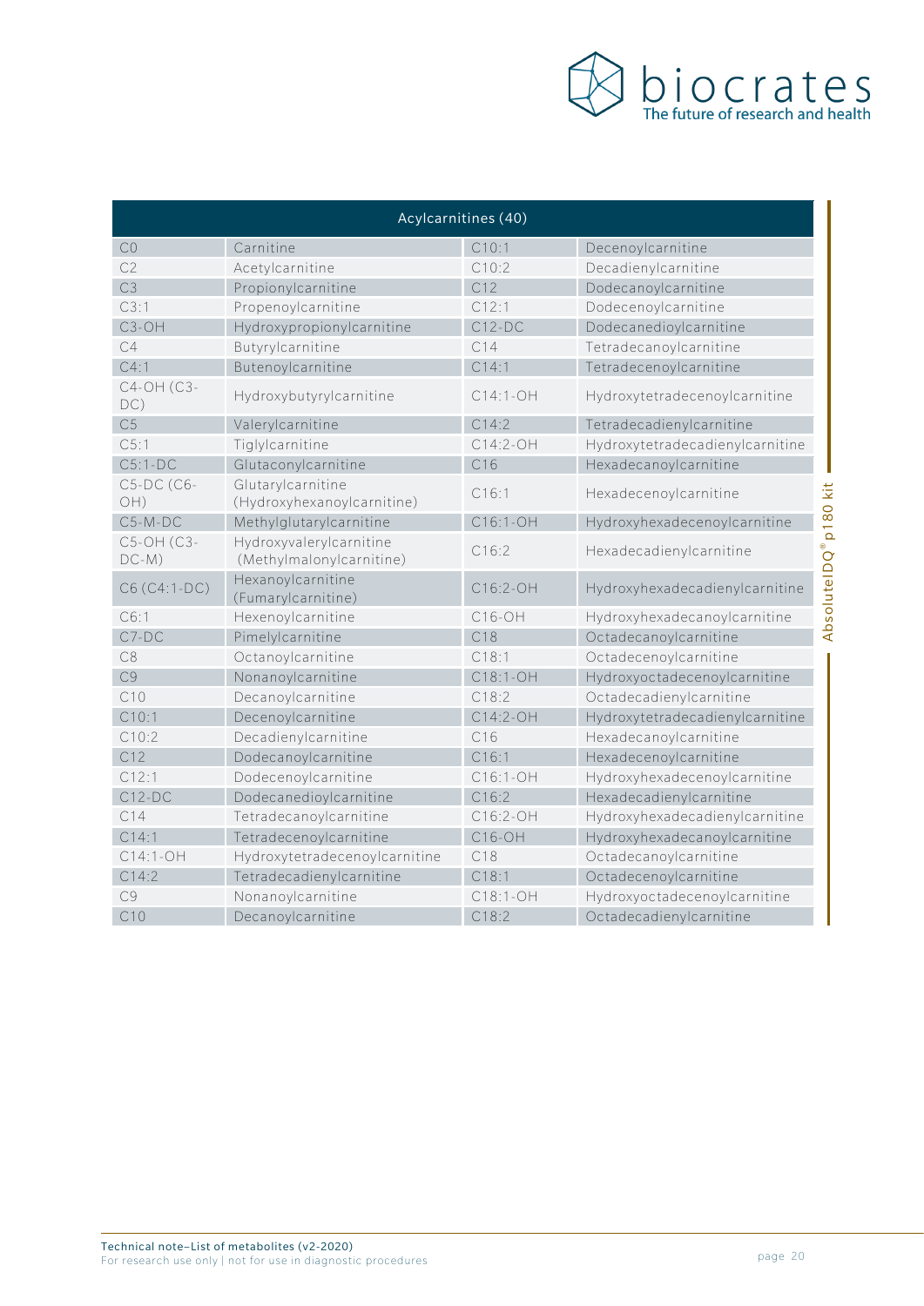| Acylcarnitines (40) | | | |
|---|---|---|---|
| C0 | Carnitine | C10:1 | Decenoylcarnitine |
| C2 | Acetylcarnitine | C10:2 | Decadienylcarnitine |
| C3 | Propionylcarnitine | C12 | Dodecanoylcarnitine |
| C3:1 | Propenoylcarnitine | C12:1 | Dodecenoylcarnitine |
| C3-OH | Hydroxypropionylcarnitine | C12-DC | Dodecanedioylcarnitine |
| C4 | Butyrylcarnitine | C14 | Tetradecanoylcarnitine |
| C4:1 | Butenoylcarnitine | C14:1 | Tetradecenoylcarnitine |
| C4-OH (C3-DC) | Hydroxybutyrylcarnitine | C14:1-OH | Hydroxytetradecenoylcarnitine |
| C5 | Valerylcarnitine | C14:2 | Tetradecadienylcarnitine |
| C5:1 | Tiglylcarnitine | C14:2-OH | Hydroxytetradecadienylcarnitine |
| C5:1-DC | Glutaconylcarnitine | C16 | Hexadecanoylcarnitine |
| C5-DC (C6-OH) | Glutarylcarnitine (Hydroxyhexanoylcarnitine) | C16:1 | Hexadecenoylcarnitine |
| C5-M-DC | Methylglutarylcarnitine | C16:1-OH | Hydroxyhexadecenoylcarnitine |
| C5-OH (C3-DC-M) | Hydroxyvalerylcarnitine (Methylmalonylcarnitine) | C16:2 | Hexadecadienylcarnitine |
| C6 (C4:1-DC) | Hexanoylcarnitine (Fumarylcarnitine) | C16:2-OH | Hydroxyhexadecadienylcarnitine |
| C6:1 | Hexenoylcarnitine | C16-OH | Hydroxyhexadecanoylcarnitine |
| C7-DC | Pimelylcarnitine | C18 | Octadecanoylcarnitine |
| C8 | Octanoylcarnitine | C18:1 | Octadecenoylcarnitine |
| C9 | Nonanoylcarnitine | C18:1-OH | Hydroxyoctadecenoylcarnitine |
| C10 | Decanoylcarnitine | C18:2 | Octadecadienylcarnitine |
| C10:1 | Decenoylcarnitine | C14:2-OH | Hydroxytetradecadienylcarnitine |
| C10:2 | Decadienylcarnitine | C16 | Hexadecanoylcarnitine |
| C12 | Dodecanoylcarnitine | C16:1 | Hexadecenoylcarnitine |
| C12:1 | Dodecenoylcarnitine | C16:1-OH | Hydroxyhexadecenoylcarnitine |
| C12-DC | Dodecanedioylcarnitine | C16:2 | Hexadecadienylcarnitine |
| C14 | Tetradecanoylcarnitine | C16:2-OH | Hydroxyhexadecadienylcarnitine |
| C14:1 | Tetradecenoylcarnitine | C16-OH | Hydroxyhexadecanoylcarnitine |
| C14:1-OH | Hydroxytetradecenoylcarnitine | C18 | Octadecanoylcarnitine |
| C14:2 | Tetradecadienylcarnitine | C18:1 | Octadecenoylcarnitine |
| C9 | Nonanoylcarnitine | C18:1-OH | Hydroxyoctadecenoylcarnitine |
| C10 | Decanoylcarnitine | C18:2 | Octadecadienylcarnitine |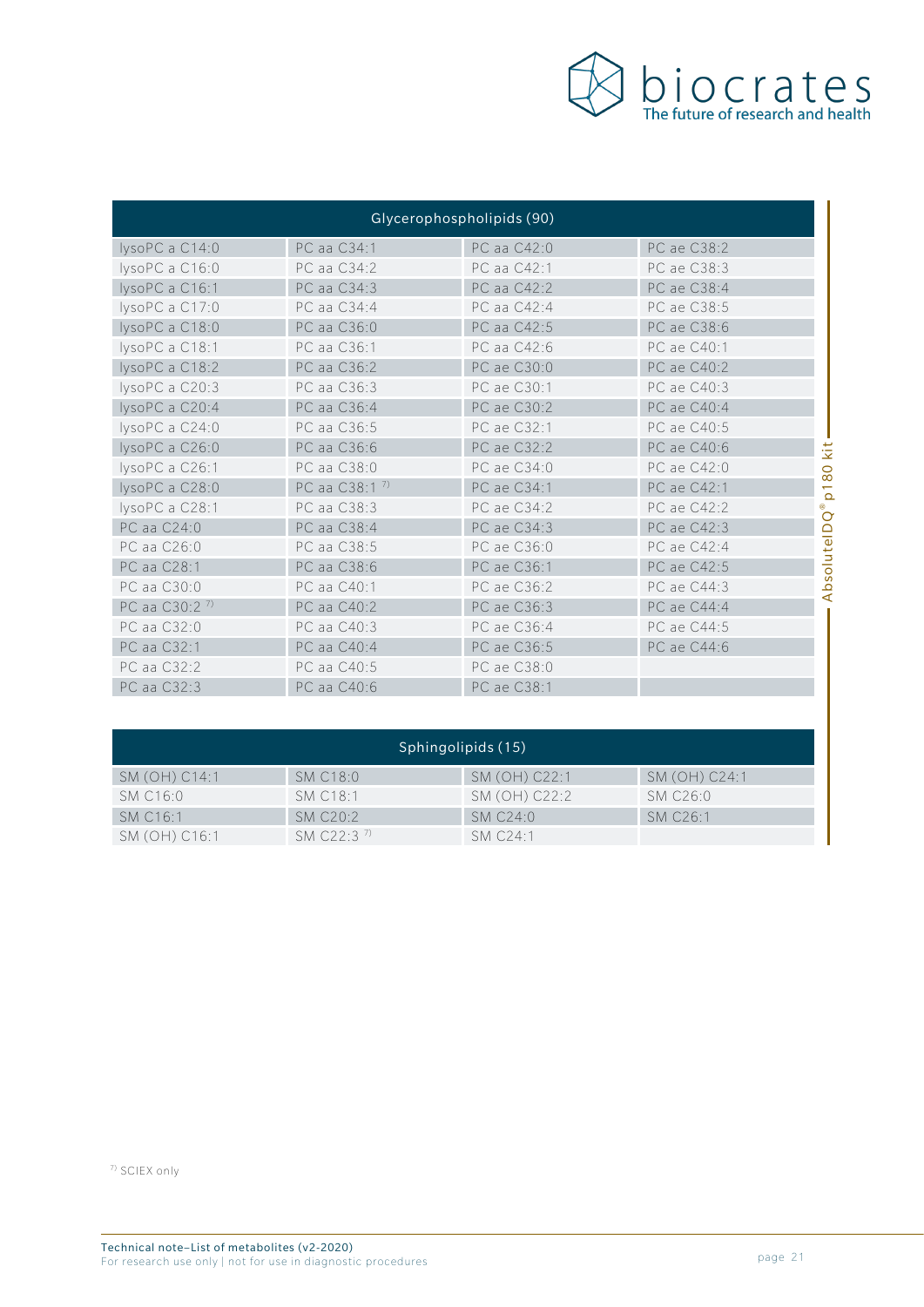| Glycerophospholipids (90) | | | |
|---|---|---|---|
| lysoPC a C14:0 | PC aa C34:1 | PC aa C42:0 | PC ae C38:2 |
| lysoPC a C16:0 | PC aa C34:2 | PC aa C42:1 | PC ae C38:3 |
| lysoPC a C16:1 | PC aa C34:3 | PC aa C42:2 | PC ae C38:4 |
| lysoPC a C17:0 | PC aa C34:4 | PC aa C42:4 | PC ae C38:5 |
| lysoPC a C18:0 | PC aa C36:0 | PC aa C42:5 | PC ae C38:6 |
| lysoPC a C18:1 | PC aa C36:1 | PC aa C42:6 | PC ae C40:1 |
| lysoPC a C18:2 | PC aa C36:2 | PC ae C30:0 | PC ae C40:2 |
| lysoPC a C20:3 | PC aa C36:3 | PC ae C30:1 | PC ae C40:3 |
| lysoPC a C20:4 | PC aa C36:4 | PC ae C30:2 | PC ae C40:4 |
| lysoPC a C24:0 | PC aa C36:5 | PC ae C32:1 | PC ae C40:5 |
| lysoPC a C26:0 | PC aa C36:6 | PC ae C32:2 | PC ae C40:6 |
| lysoPC a C26:1 | PC aa C38:0 | PC ae C34:0 | PC ae C42:0 |
| lysoPC a C28:0 | PC aa C38:1 [7)] | PC ae C34:1 | PC ae C42:1 |
| lysoPC a C28:1 | PC aa C38:3 | PC ae C34:2 | PC ae C42:2 |
| PC aa C24:0 | PC aa C38:4 | PC ae C34:3 | PC ae C42:3 |
| PC aa C26:0 | PC aa C38:5 | PC ae C36:0 | PC ae C42:4 |
| PC aa C28:1 | PC aa C38:6 | PC ae C36:1 | PC ae C42:5 |
| PC aa C30:0 | PC aa C40:1 | PC ae C36:2 | PC ae C44:3 |
| PC aa C30:2 [7)] | PC aa C40:2 | PC ae C36:3 | PC ae C44:4 |
| PC aa C32:0 | PC aa C40:3 | PC ae C36:4 | PC ae C44:5 |
| PC aa C32:1 | PC aa C40:4 | PC ae C36:5 | PC ae C44:6 |
| PC aa C32:2 | PC aa C40:5 | PC ae C38:0 | |
| PC aa C32:3 | PC aa C40:6 | PC ae C38:1 | |

| Sphingolipids (15) | | | |
|---|---|---|---|
| SM (OH) C14:1 | SM C18:0 | SM (OH) C22:1 | SM (OH) C24:1 |
| SM C16:0 | SM C18:1 | SM (OH) C22:2 | SM C26:0 |
| SM C16:1 | SM C20:2 | SM C24:0 | SM C26:1 |
| SM (OH) C16:1 | SM C22:3 [7)] | SM C24:1 | |

[7)] SCIEX only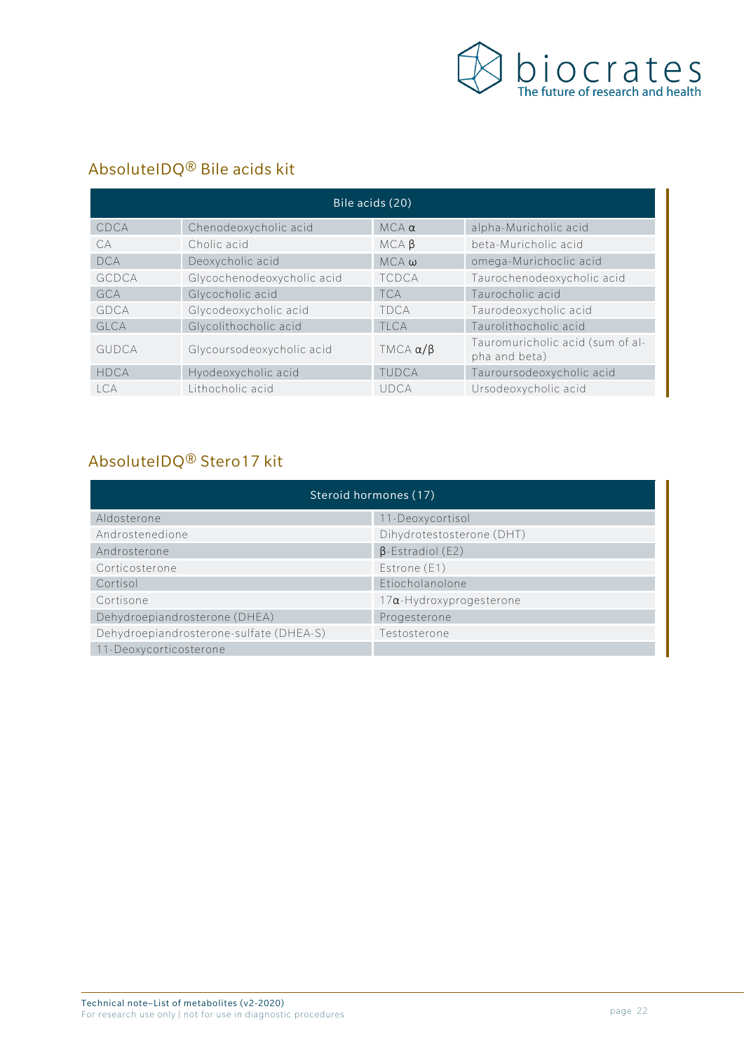## AbsoluteIDQ® Bile acids kit

| Bile acids (20) | | | |
|---|---|---|---|
| CDCA | Chenodeoxycholic acid | MCA $\alpha$ | alpha-Muricholic acid |
| CA | Cholic acid | MCA $\beta$ | beta-Muricholic acid |
| DCA | Deoxycholic acid | MCA $\omega$ | omega-Murichoclic acid |
| GCDCA | Glycochenodeoxycholic acid | TCDCA | Taurochenodeoxycholic acid |
| GCA | Glycocholic acid | TCA | Taurocholic acid |
| GDCA | Glycodeoxycholic acid | TDCA | Taurodeoxycholic acid |
| GLCA | Glycolithocholic acid | TLCA | Taurolithocholic acid |
| GUDCA | Glycoursodeoxycholic acid | TMCA $\alpha/\beta$ | Tauromuricholic acid (sum of alpha and beta) |
| HDCA | Hyodeoxycholic acid | TUDCA | Tauroursodeoxycholic acid |
| LCA | Lithocholic acid | UDCA | Ursodeoxycholic acid |

## AbsoluteIDQ® Stero17 kit

| Steroid hormones (17) | |
|---|---|
| Aldosterone | 11-Deoxycortisol |
| Androstenedione | Dihydrotestosterone (DHT) |
| Androsterone | β-Estradiol (E2) |
| Corticosterone | Estrone (E1) |
| Cortisol | Etiocholanolone |
| Cortisone | 17α-Hydroxyprogesterone |
| Dehydroepiandrosterone (DHEA) | Progesterone |
| Dehydroepiandrosterone-sulfate (DHEA-S) | Testosterone |
| 11-Deoxycorticosterone | |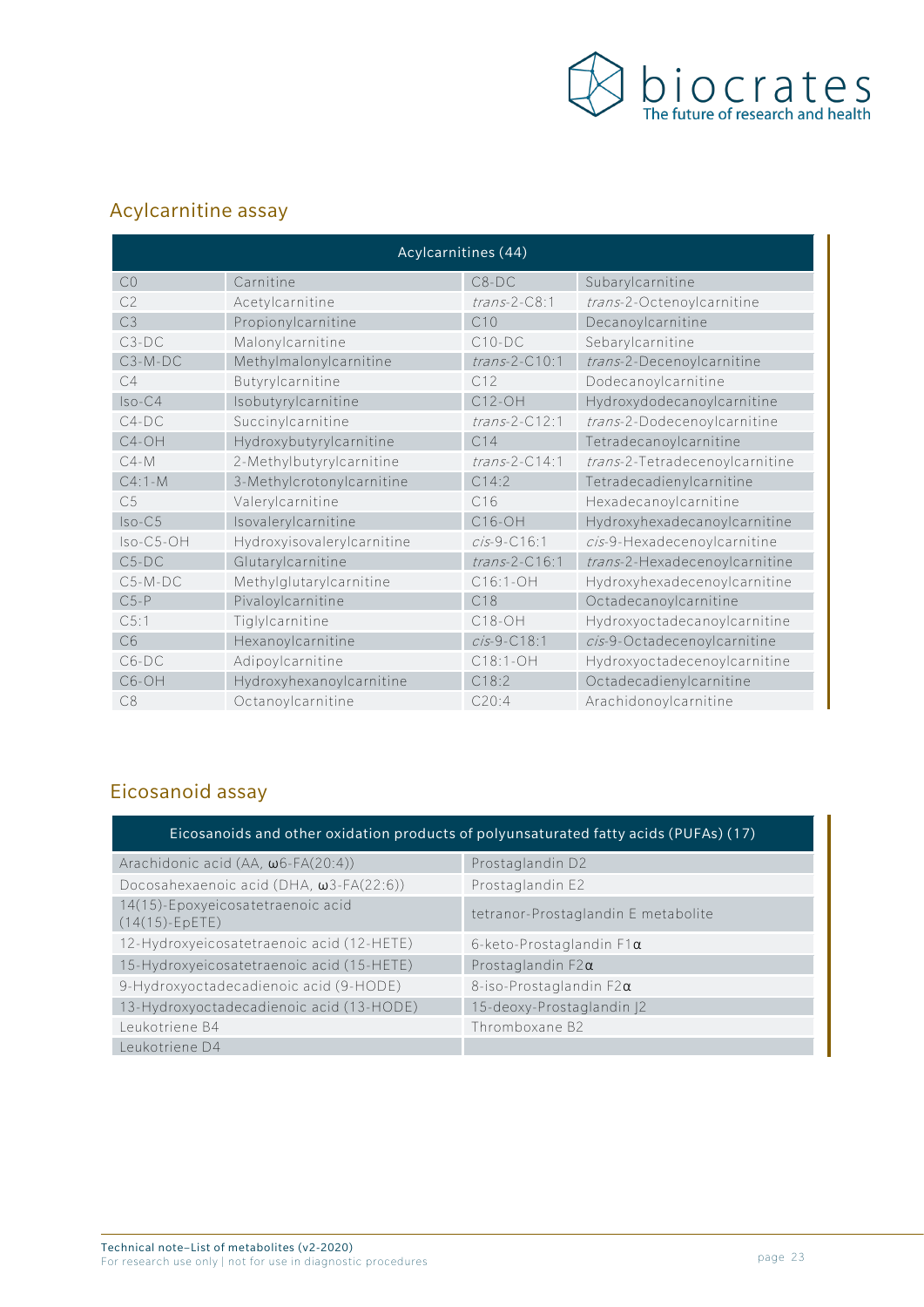## Acylcarnitine assay

| Acylcarnitines (44) | | | |
|---|---|---|---|
| C0 | Carnitine | C8-DC | Subarylcarnitine |
| C2 | Acetylcarnitine | *trans*-2-C8:1 | *trans*-2-Octenoylcarnitine |
| C3 | Propionylcarnitine | C10 | Decanoylcarnitine |
| C3-DC | Malonylcarnitine | C10-DC | Sebarylcarnitine |
| C3-M-DC | Methylmalonylcarnitine | *trans*-2-C10:1 | *trans*-2-Decenoylcarnitine |
| C4 | Butyrylcarnitine | C12 | Dodecanoylcarnitine |
| Iso-C4 | Isobutyrylcarnitine | C12-OH | Hydroxydodecanoylcarnitine |
| C4-DC | Succinylcarnitine | *trans*-2-C12:1 | *trans*-2-Dodecenoylcarnitine |
| C4-OH | Hydroxybutyrylcarnitine | C14 | Tetradecanoylcarnitine |
| C4-M | 2-Methylbutyrylcarnitine | *trans*-2-C14:1 | *trans*-2-Tetradecenoylcarnitine |
| C4:1-M | 3-Methylcrotonylcarnitine | C14:2 | Tetradecadienylcarnitine |
| C5 | Valerylcarnitine | C16 | Hexadecanoylcarnitine |
| Iso-C5 | Isovalerylcarnitine | C16-OH | Hydroxyhexadecanoylcarnitine |
| Iso-C5-OH | Hydroxyisovalerylcarnitine | *cis*-9-C16:1 | *cis*-9-Hexadecenoylcarnitine |
| C5-DC | Glutarylcarnitine | *trans*-2-C16:1 | *trans*-2-Hexadecenoylcarnitine |
| C5-M-DC | Methylglutarylcarnitine | C16:1-OH | Hydroxyhexadecenoylcarnitine |
| C5-P | Pivaloylcarnitine | C18 | Octadecanoylcarnitine |
| C5:1 | Tiglylcarnitine | C18-OH | Hydroxyoctadecanoylcarnitine |
| C6 | Hexanoylcarnitine | *cis*-9-C18:1 | *cis*-9-Octadecenoylcarnitine |
| C6-DC | Adipoylcarnitine | C18:1-OH | Hydroxyoctadecenoylcarnitine |
| C6-OH | Hydroxyhexanoylcarnitine | C18:2 | Octadecadienylcarnitine |
| C8 | Octanoylcarnitine | C20:4 | Arachidonoylcarnitine |

## Eicosanoid assay

| Eicosanoids and other oxidation products of polyunsaturated fatty acids (PUFAs) (17) | |
|---|---|
| Arachidonic acid (AA, ω6-FA(20:4)) | Prostaglandin D2 |
| Docosahexaenoic acid (DHA, ω3-FA(22:6)) | Prostaglandin E2 |
| 14(15)-Epoxyeicosatetraenoic acid (14(15)-EpETE) | tetranor-Prostaglandin E metabolite |
| 12-Hydroxyeicosatetraenoic acid (12-HETE) | 6-keto-Prostaglandin F1α |
| 15-Hydroxyeicosatetraenoic acid (15-HETE) | Prostaglandin F2α |
| 9-Hydroxyoctadecadienoic acid (9-HODE) | 8-iso-Prostaglandin F2α |
| 13-Hydroxyoctadecadienoic acid (13-HODE) | 15-deoxy-Prostaglandin J2 |
| Leukotriene B4 | Thromboxane B2 |
| Leukotriene D4 | |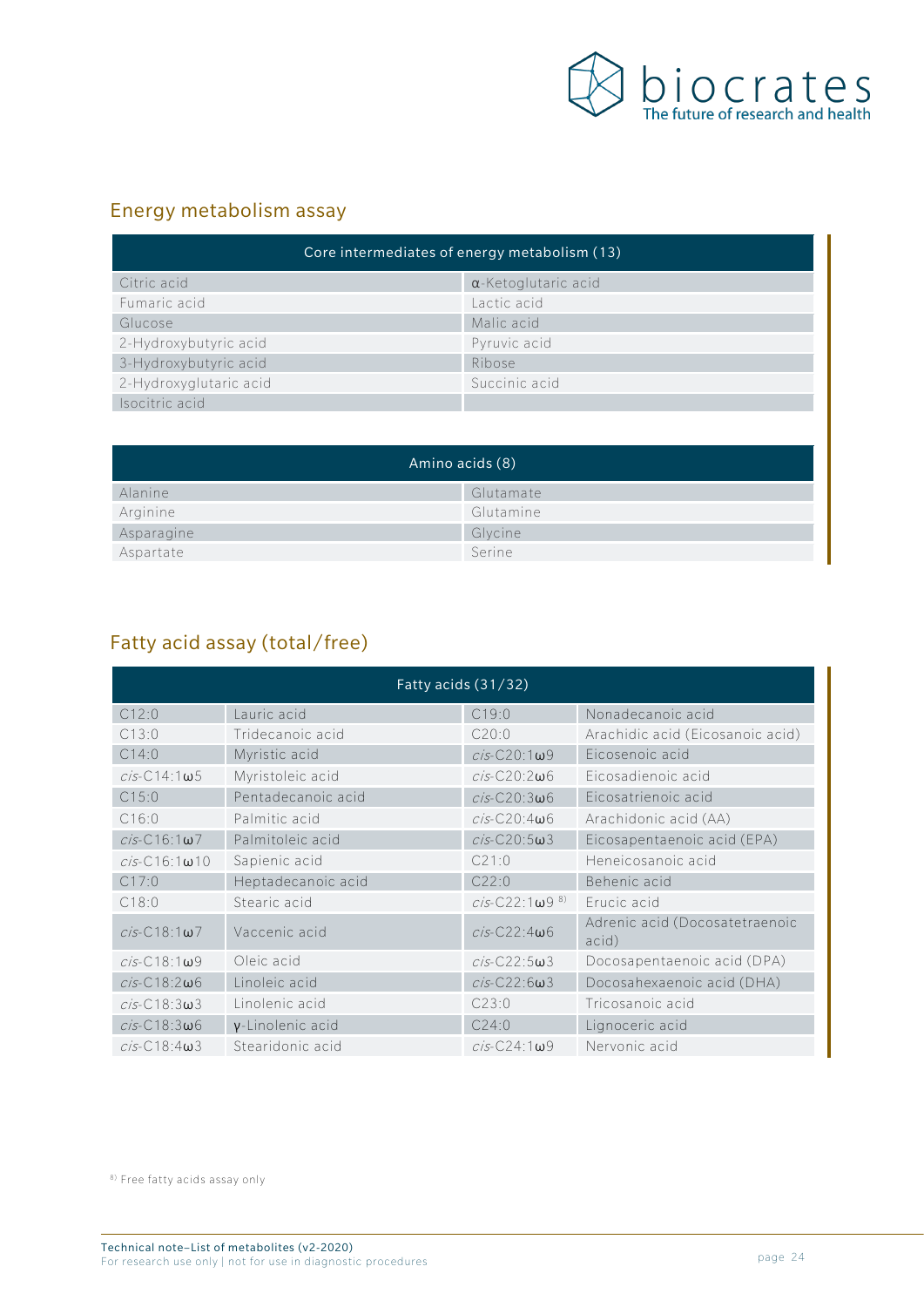## Energy metabolism assay

| Core intermediates of energy metabolism (13) | |
|---|---|
| Citric acid | α-Ketoglutaric acid |
| Fumaric acid | Lactic acid |
| Glucose | Malic acid |
| 2-Hydroxybutyric acid | Pyruvic acid |
| 3-Hydroxybutyric acid | Ribose |
| 2-Hydroxyglutaric acid | Succinic acid |
| Isocitric acid | |

| Amino acids (8) | |
|---|---|
| Alanine | Glutamate |
| Arginine | Glutamine |
| Asparagine | Glycine |
| Aspartate | Serine |

## Fatty acid assay (total/free)

| Fatty acids (31/32) | | | |
|---|---|---|---|
| C12:0 | Lauric acid | C19:0 | Nonadecanoic acid |
| C13:0 | Tridecanoic acid | C20:0 | Arachidic acid (Eicosanoic acid) |
| C14:0 | Myristic acid | *cis*-C20:1ω9 | Eicosenoic acid |
| *cis*-C14:1ω5 | Myristoleic acid | *cis*-C20:2ω6 | Eicosadienoic acid |
| C15:0 | Pentadecanoic acid | *cis*-C20:3ω6 | Eicosatrienoic acid |
| C16:0 | Palmitic acid | *cis*-C20:4ω6 | Arachidonic acid (AA) |
| *cis*-C16:1ω7 | Palmitoleic acid | *cis*-C20:5ω3 | Eicosapentaenoic acid (EPA) |
| *cis*-C16:1ω10 | Sapienic acid | C21:0 | Heneicosanoic acid |
| C17:0 | Heptadecanoic acid | C22:0 | Behenic acid |
| C18:0 | Stearic acid | *cis*-C22:1ω9 [8)] | Erucic acid |
| *cis*-C18:1ω7 | Vaccenic acid | *cis*-C22:4ω6 | Adrenic acid (Docosatetraenoic acid) |
| *cis*-C18:1ω9 | Oleic acid | *cis*-C22:5ω3 | Docosapentaenoic acid (DPA) |
| *cis*-C18:2ω6 | Linoleic acid | *cis*-C22:6ω3 | Docosahexaenoic acid (DHA) |
| *cis*-C18:3ω3 | Linolenic acid | C23:0 | Tricosanoic acid |
| *cis*-C18:3ω6 | γ-Linolenic acid | C24:0 | Lignoceric acid |
| *cis*-C18:4ω3 | Stearidonic acid | *cis*-C24:1ω9 | Nervonic acid |

[8)] Free fatty acids assay only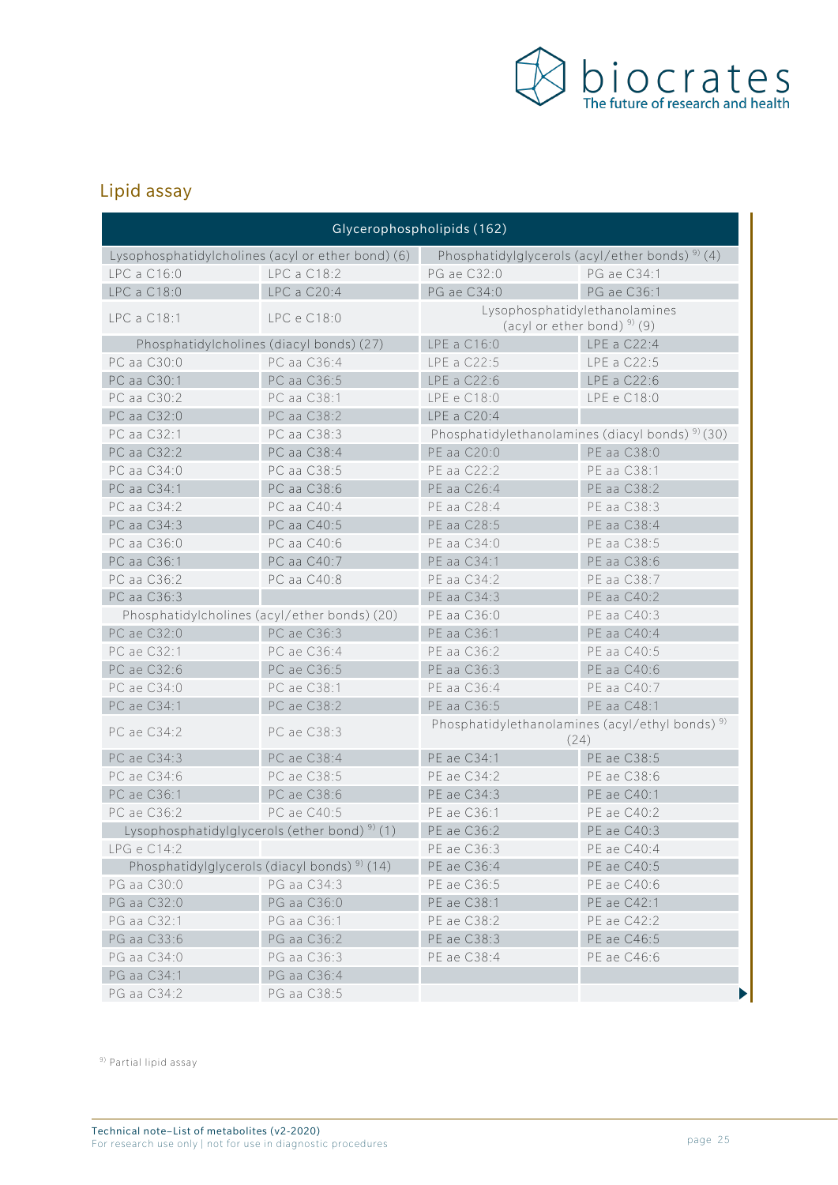## Lipid assay

| Glycerophospholipids (162) | | | |
|---|---|---|---|
| Lysophosphatidylcholines (acyl or ether bond) (6) | | Phosphatidylglycerols (acyl/ether bonds) [9] (4) | |
| LPC a C16:0 | LPC a C18:2 | PG ae C32:0 | PG ae C34:1 |
| LPC a C18:0 | LPC a C20:4 | PG ae C34:0 | PG ae C36:1 |
| LPC a C18:1 | LPC e C18:0 | Lysophosphatidylethanolamines (acyl or ether bond) [9] (9) | |
| Phosphatidylcholines (diacyl bonds) (27) | | LPE a C16:0 | LPE a C22:4 |
| PC aa C30:0 | PC aa C36:4 | LPE a C22:5 | LPE a C22:5 |
| PC aa C30:1 | PC aa C36:5 | LPE a C22:6 | LPE a C22:6 |
| PC aa C30:2 | PC aa C38:1 | LPE e C18:0 | LPE e C18:0 |
| PC aa C32:0 | PC aa C38:2 | LPE a C20:4 | |
| PC aa C32:1 | PC aa C38:3 | Phosphatidylethanolamines (diacyl bonds) [9] (30) | |
| PC aa C32:2 | PC aa C38:4 | PE aa C20:0 | PE aa C38:0 |
| PC aa C34:0 | PC aa C38:5 | PE aa C22:2 | PE aa C38:1 |
| PC aa C34:1 | PC aa C38:6 | PE aa C26:4 | PE aa C38:2 |
| PC aa C34:2 | PC aa C40:4 | PE aa C28:4 | PE aa C38:3 |
| PC aa C34:3 | PC aa C40:5 | PE aa C28:5 | PE aa C38:4 |
| PC aa C36:0 | PC aa C40:6 | PE aa C34:0 | PE aa C38:5 |
| PC aa C36:1 | PC aa C40:7 | PE aa C34:1 | PE aa C38:6 |
| PC aa C36:2 | PC aa C40:8 | PE aa C34:2 | PE aa C38:7 |
| PC aa C36:3 | | PE aa C34:3 | PE aa C40:2 |
| Phosphatidylcholines (acyl/ether bonds) (20) | | PE aa C36:0 | PE aa C40:3 |
| PC ae C32:0 | PC ae C36:3 | PE aa C36:1 | PE aa C40:4 |
| PC ae C32:1 | PC ae C36:4 | PE aa C36:2 | PE aa C40:5 |
| PC ae C32:6 | PC ae C36:5 | PE aa C36:3 | PE aa C40:6 |
| PC ae C34:0 | PC ae C38:1 | PE aa C36:4 | PE aa C40:7 |
| PC ae C34:1 | PC ae C38:2 | PE aa C36:5 | PE aa C48:1 |
| PC ae C34:2 | PC ae C38:3 | Phosphatidylethanolamines (acyl/ethyl bonds) [9] (24) | |
| PC ae C34:3 | PC ae C38:4 | PE ae C34:1 | PE ae C38:5 |
| PC ae C34:6 | PC ae C38:5 | PE ae C34:2 | PE ae C38:6 |
| PC ae C36:1 | PC ae C38:6 | PE ae C34:3 | PE ae C40:1 |
| PC ae C36:2 | PC ae C40:5 | PE ae C36:1 | PE ae C40:2 |
| Lysophosphatidylglycerols (ether bond) [9] (1) | | PE ae C36:2 | PE ae C40:3 |
| LPG e C14:2 | | PE ae C36:3 | PE ae C40:4 |
| Phosphatidylglycerols (diacyl bonds) [9] (14) | | PE ae C36:4 | PE ae C40:5 |
| PG aa C30:0 | PG aa C34:3 | PE ae C36:5 | PE ae C40:6 |
| PG aa C32:0 | PG aa C36:0 | PE ae C38:1 | PE ae C42:1 |
| PG aa C32:1 | PG aa C36:1 | PE ae C38:2 | PE ae C42:2 |
| PG aa C33:6 | PG aa C36:2 | PE ae C38:3 | PE ae C46:5 |
| PG aa C34:0 | PG aa C36:3 | PE ae C38:4 | PE ae C46:6 |
| PG aa C34:1 | PG aa C36:4 | | |
| PG aa C34:2 | PG aa C38:5 | | |

[9] Partial lipid assay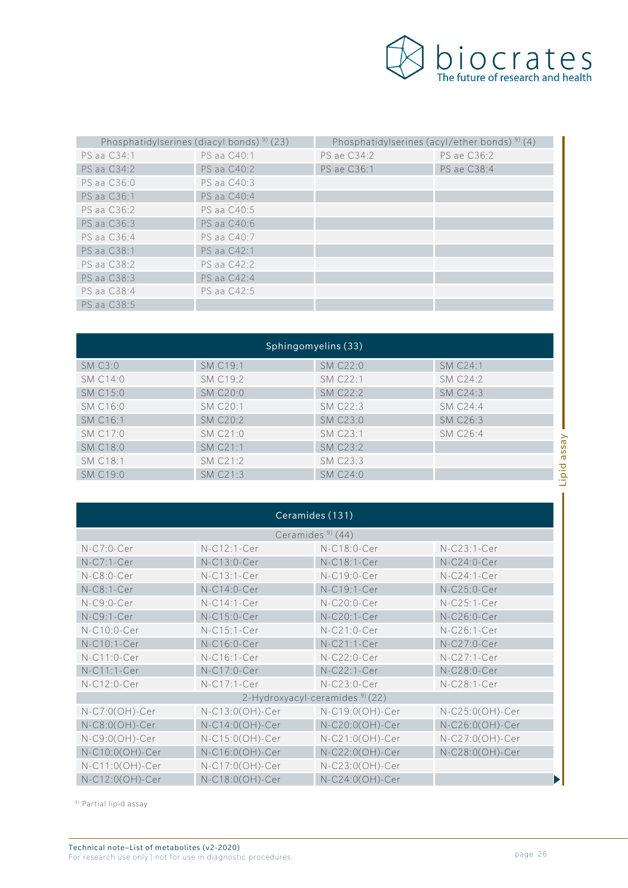| Phosphatidylserines (diacyl bonds) [9] (23) | | Phosphatidylserines (acyl/ether bonds) [9] (4) | |
|---|---|---|---|
| PS aa C34:1 | PS aa C40:1 | PS ae C34:2 | PS ae C36:2 |
| PS aa C34:2 | PS aa C40:2 | PS ae C36:1 | PS ae C38:4 |
| PS aa C36:0 | PS aa C40:3 | | |
| PS aa C36:1 | PS aa C40:4 | | |
| PS aa C36:2 | PS aa C40:5 | | |
| PS aa C36:3 | PS aa C40:6 | | |
| PS aa C36:4 | PS aa C40:7 | | |
| PS aa C38:1 | PS aa C42:1 | | |
| PS aa C38:2 | PS aa C42:2 | | |
| PS aa C38:3 | PS aa C42:4 | | |
| PS aa C38:4 | PS aa C42:5 | | |
| PS aa C38:5 | | | |

| Sphingomyelins (33) | | | |
|---|---|---|---|
| SM C3:0 | SM C19:1 | SM C22:0 | SM C24:1 |
| SM C14:0 | SM C19:2 | SM C22:1 | SM C24:2 |
| SM C15:0 | SM C20:0 | SM C22:2 | SM C24:3 |
| SM C16:0 | SM C20:1 | SM C22:3 | SM C24:4 |
| SM C16:1 | SM C20:2 | SM C23:0 | SM C26:3 |
| SM C17:0 | SM C21:0 | SM C23:1 | SM C26:4 |
| SM C18:0 | SM C21:1 | SM C23:2 | |
| SM C18:1 | SM C21:2 | SM C23:3 | |
| SM C19:0 | SM C21:3 | SM C24:0 | |

| Ceramides (131) | | | |
|---|---|---|---|
| Ceramides [9] (44) | | | |
| N-C7:0-Cer | N-C12:1-Cer | N-C18:0-Cer | N-C23:1-Cer |
| N-C7:1-Cer | N-C13:0-Cer | N-C18:1-Cer | N-C24:0-Cer |
| N-C8:0-Cer | N-C13:1-Cer | N-C19:0-Cer | N-C24:1-Cer |
| N-C8:1-Cer | N-C14:0-Cer | N-C19:1-Cer | N-C25:0-Cer |
| N-C9:0-Cer | N-C14:1-Cer | N-C20:0-Cer | N-C25:1-Cer |
| N-C9:1-Cer | N-C15:0-Cer | N-C20:1-Cer | N-C26:0-Cer |
| N-C10:0-Cer | N-C15:1-Cer | N-C21:0-Cer | N-C26:1-Cer |
| N-C10:1-Cer | N-C16:0-Cer | N-C21:1-Cer | N-C27:0-Cer |
| N-C11:0-Cer | N-C16:1-Cer | N-C22:0-Cer | N-C27:1-Cer |
| N-C11:1-Cer | N-C17:0-Cer | N-C22:1-Cer | N-C28:0-Cer |
| N-C12:0-Cer | N-C17:1-Cer | N-C23:0-Cer | N-C28:1-Cer |
| 2-Hydroxyacyl-ceramides [9] (22) | | | |
| N-C7:0(OH)-Cer | N-C13:0(OH)-Cer | N-C19:0(OH)-Cer | N-C25:0(OH)-Cer |
| N-C8:0(OH)-Cer | N-C14:0(OH)-Cer | N-C20:0(OH)-Cer | N-C26:0(OH)-Cer |
| N-C9:0(OH)-Cer | N-C15:0(OH)-Cer | N-C21:0(OH)-Cer | N-C27:0(OH)-Cer |
| N-C10:0(OH)-Cer | N-C16:0(OH)-Cer | N-C22:0(OH)-Cer | N-C28:0(OH)-Cer |
| N-C11:0(OH)-Cer | N-C17:0(OH)-Cer | N-C23:0(OH)-Cer | |
| N-C12:0(OH)-Cer | N-C18:0(OH)-Cer | N-C24:0(OH)-Cer | |

[9] Partial lipid assay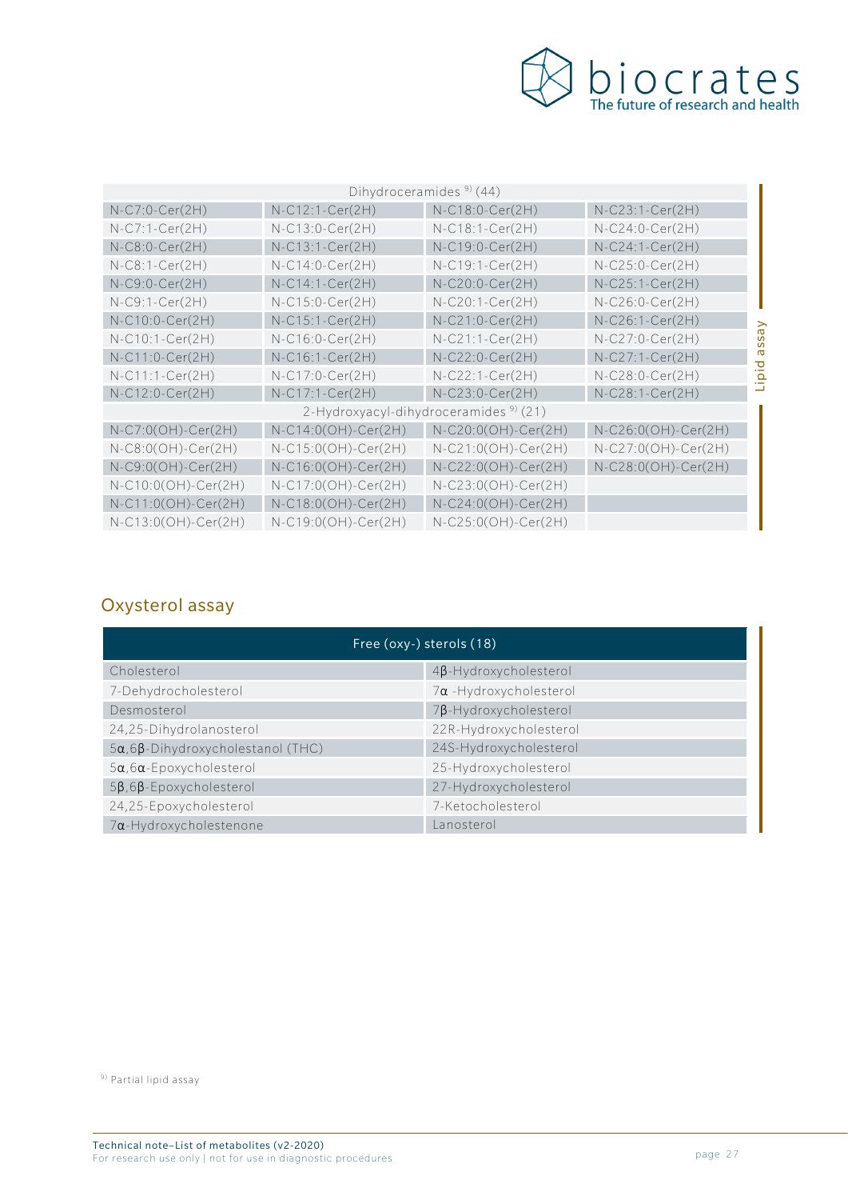| Dihydroceramides [9] (44) | | | |
|---|---|---|---|
| N-C7:0-Cer(2H) | N-C12:1-Cer(2H) | N-C18:0-Cer(2H) | N-C23:1-Cer(2H) |
| N-C7:1-Cer(2H) | N-C13:0-Cer(2H) | N-C18:1-Cer(2H) | N-C24:0-Cer(2H) |
| N-C8:0-Cer(2H) | N-C13:1-Cer(2H) | N-C19:0-Cer(2H) | N-C24:1-Cer(2H) |
| N-C8:1-Cer(2H) | N-C14:0-Cer(2H) | N-C19:1-Cer(2H) | N-C25:0-Cer(2H) |
| N-C9:0-Cer(2H) | N-C14:1-Cer(2H) | N-C20:0-Cer(2H) | N-C25:1-Cer(2H) |
| N-C9:1-Cer(2H) | N-C15:0-Cer(2H) | N-C20:1-Cer(2H) | N-C26:0-Cer(2H) |
| N-C10:0-Cer(2H) | N-C15:1-Cer(2H) | N-C21:0-Cer(2H) | N-C26:1-Cer(2H) |
| N-C10:1-Cer(2H) | N-C16:0-Cer(2H) | N-C21:1-Cer(2H) | N-C27:0-Cer(2H) |
| N-C11:0-Cer(2H) | N-C16:1-Cer(2H) | N-C22:0-Cer(2H) | N-C27:1-Cer(2H) |
| N-C11:1-Cer(2H) | N-C17:0-Cer(2H) | N-C22:1-Cer(2H) | N-C28:0-Cer(2H) |
| N-C12:0-Cer(2H) | N-C17:1-Cer(2H) | N-C23:0-Cer(2H) | N-C28:1-Cer(2H) |
| **2-Hydroxyacyl-dihydroceramides [9] (21)** | | | |
| N-C7:0(OH)-Cer(2H) | N-C14:0(OH)-Cer(2H) | N-C20:0(OH)-Cer(2H) | N-C26:0(OH)-Cer(2H) |
| N-C8:0(OH)-Cer(2H) | N-C15:0(OH)-Cer(2H) | N-C21:0(OH)-Cer(2H) | N-C27:0(OH)-Cer(2H) |
| N-C9:0(OH)-Cer(2H) | N-C16:0(OH)-Cer(2H) | N-C22:0(OH)-Cer(2H) | N-C28:0(OH)-Cer(2H) |
| N-C10:0(OH)-Cer(2H) | N-C17:0(OH)-Cer(2H) | N-C23:0(OH)-Cer(2H) | |
| N-C11:0(OH)-Cer(2H) | N-C18:0(OH)-Cer(2H) | N-C24:0(OH)-Cer(2H) | |
| N-C13:0(OH)-Cer(2H) | N-C19:0(OH)-Cer(2H) | N-C25:0(OH)-Cer(2H) | |

Lipid assay

## Oxysterol assay

| Free (oxy-) sterols (18) | |
|---|---|
| Cholesterol | 4β-Hydroxycholesterol |
| 7-Dehydrocholesterol | 7α -Hydroxycholesterol |
| Desmosterol | 7β-Hydroxycholesterol |
| 24,25-Dihydrolanosterol | 22R-Hydroxycholesterol |
| 5α,6β-Dihydroxycholestanol (THC) | 24S-Hydroxycholesterol |
| 5α,6α-Epoxycholesterol | 25-Hydroxycholesterol |
| 5β,6β-Epoxycholesterol | 27-Hydroxycholesterol |
| 24,25-Epoxycholesterol | 7-Ketocholesterol |
| 7α-Hydroxycholestenone | Lanosterol |

[9] Partial lipid assay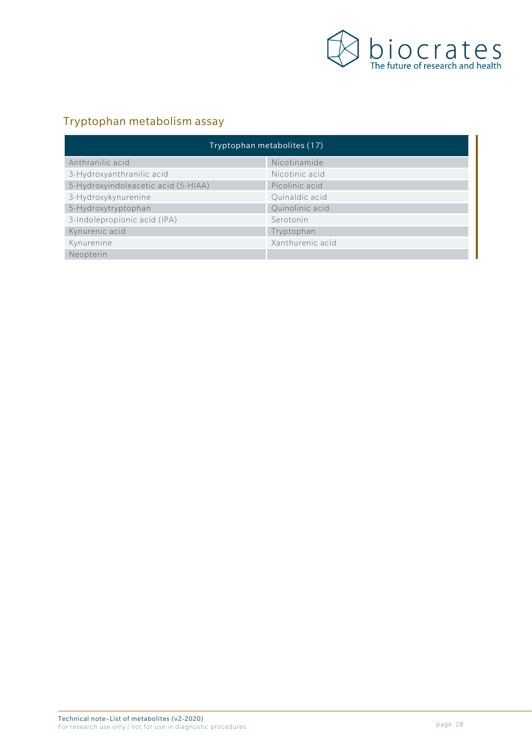## Tryptophan metabolism assay

| Tryptophan metabolites (17) | |
|---|---|
| Anthranilic acid | Nicotinamide |
| 3-Hydroxyanthranilic acid | Nicotinic acid |
| 5-Hydroxyindoleacetic acid (5-HIAA) | Picolinic acid |
| 3-Hydroxykynurenine | Quinaldic acid |
| 5-Hydroxytryptophan | Quinolinic acid |
| 3-Indolepropionic acid (IPA) | Serotonin |
| Kynurenic acid | Tryptophan |
| Kynurenine | Xanthurenic acid |
| Neopterin | |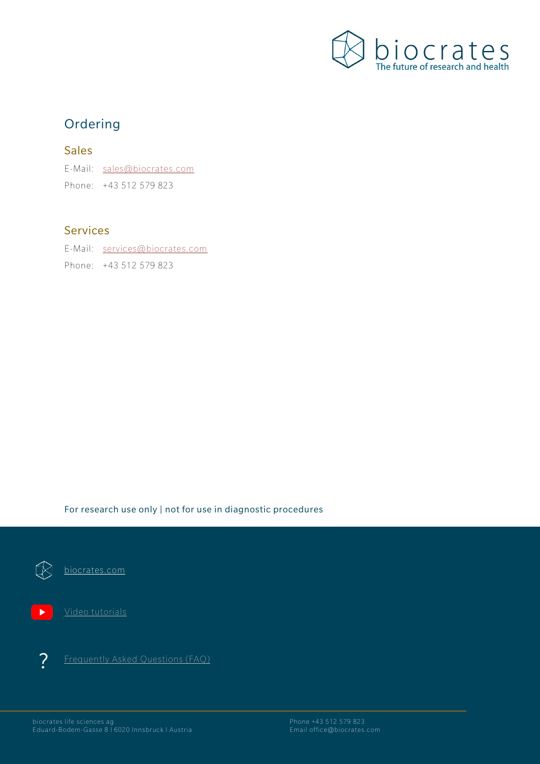# Ordering

## Sales

E-Mail: sales@biocrates.com

Phone: +43 512 579 823

## Services

E-Mail: services@biocrates.com

Phone: +43 512 579 823

For research use only | not for use in diagnostic procedures

biocrates.com

Video tutorials

Frequently Asked Questions (FAQ)

biocrates life sciences ag
Eduard-Bodem-Gasse 8 | 6020 Innsbruck | Austria

Phone +43 512 579 823
Email office@biocrates.com